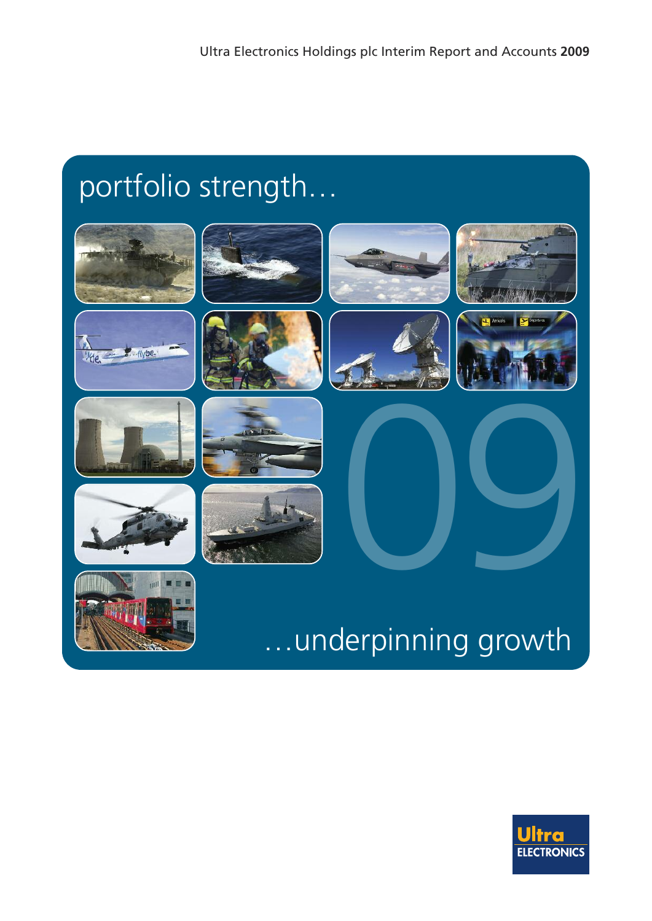Ultra Electronics Holdings plc Interim Report and Accounts **2009**

# portfolio strength…

09

…underpinning growth

Ultra ELECTRONICS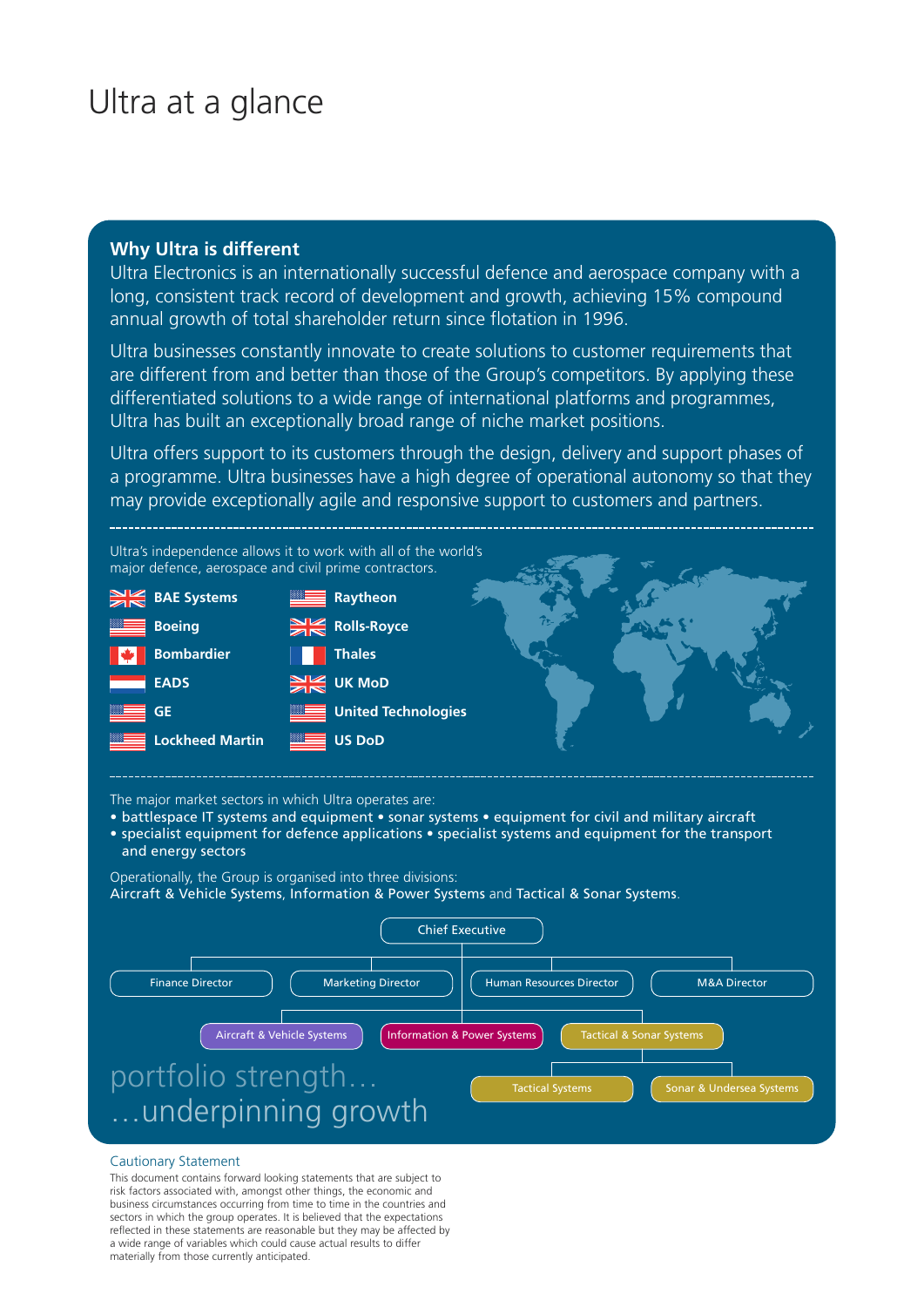# Ultra at a glance

## Why Ultra is different

Ultra Electronics is an internationally successful defence and aerospace company with a long, consistent track record of development and growth, achieving 15% compound annual growth of total shareholder return since flotation in 1996.

Ultra businesses constantly innovate to create solutions to customer requirements that are different from and better than those of the Group's competitors. By applying these differentiated solutions to a wide range of international platforms and programmes, Ultra has built an exceptionally broad range of niche market positions.

Ultra offers support to its customers through the design, delivery and support phases of a programme. Ultra businesses have a high degree of operational autonomy so that they may provide exceptionally agile and responsive support to customers and partners.

---

Ultra's independence allows it to work with all of the world's major defence, aerospace and civil prime contractors.

- **BAE Systems**
- **Boeing**
- **Bombardier**
- **EADS**
- **GE**
- **Lockheed Martin**
- **Raytheon**
- **Rolls-Royce**
- **Thales**
- **UK MoD**
- **United Technologies**
- **US DoD**

---

The major market sectors in which Ultra operates are:

- battlespace IT systems and equipment • sonar systems • equipment for civil and military aircraft
- specialist equipment for defence applications • specialist systems and equipment for the transport and energy sectors

Operationally, the Group is organised into three divisions:
Aircraft & Vehicle Systems, Information & Power Systems and Tactical & Sonar Systems.

- Chief Executive
  - Finance Director
  - Marketing Director
  - Human Resources Director
  - M&A Director
  - Aircraft & Vehicle Systems
  - Information & Power Systems
  - Tactical & Sonar Systems
    - Tactical Systems
    - Sonar & Undersea Systems

portfolio strength…
…underpinning growth

### Cautionary Statement

This document contains forward looking statements that are subject to risk factors associated with, amongst other things, the economic and business circumstances occurring from time to time in the countries and sectors in which the group operates. It is believed that the expectations reflected in these statements are reasonable but they may be affected by a wide range of variables which could cause actual results to differ materially from those currently anticipated.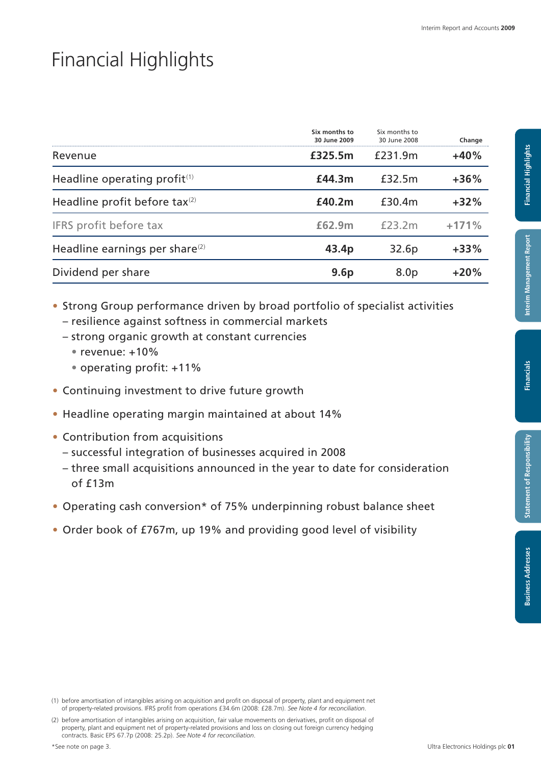# Financial Highlights

| | Six months to 30 June 2009 | Six months to 30 June 2008 | Change |
|---|---|---|---|
| Revenue | **£325.5m** | £231.9m | **+40%** |
| Headline operating profit[1] | **£44.3m** | £32.5m | **+36%** |
| Headline profit before tax[2] | **£40.2m** | £30.4m | **+32%** |
| IFRS profit before tax | **£62.9m** | £23.2m | **+171%** |
| Headline earnings per share[2] | **43.4p** | 32.6p | **+33%** |
| Dividend per share | **9.6p** | 8.0p | **+20%** |

- Strong Group performance driven by broad portfolio of specialist activities
  - resilience against softness in commercial markets
  - strong organic growth at constant currencies
    - revenue: +10%
    - operating profit: +11%
- Continuing investment to drive future growth
- Headline operating margin maintained at about 14%
- Contribution from acquisitions
  - successful integration of businesses acquired in 2008
  - three small acquisitions announced in the year to date for consideration of £13m
- Operating cash conversion* of 75% underpinning robust balance sheet
- Order book of £767m, up 19% and providing good level of visibility

(1) before amortisation of intangibles arising on acquisition and profit on disposal of property, plant and equipment net of property-related provisions. IFRS profit from operations £34.6m (2008: £28.7m). *See Note 4 for reconciliation.*

(2) before amortisation of intangibles arising on acquisition, fair value movements on derivatives, profit on disposal of property, plant and equipment net of property-related provisions and loss on closing out foreign currency hedging contracts. Basic EPS 67.7p (2008: 25.2p). *See Note 4 for reconciliation.*

*See note on page 3.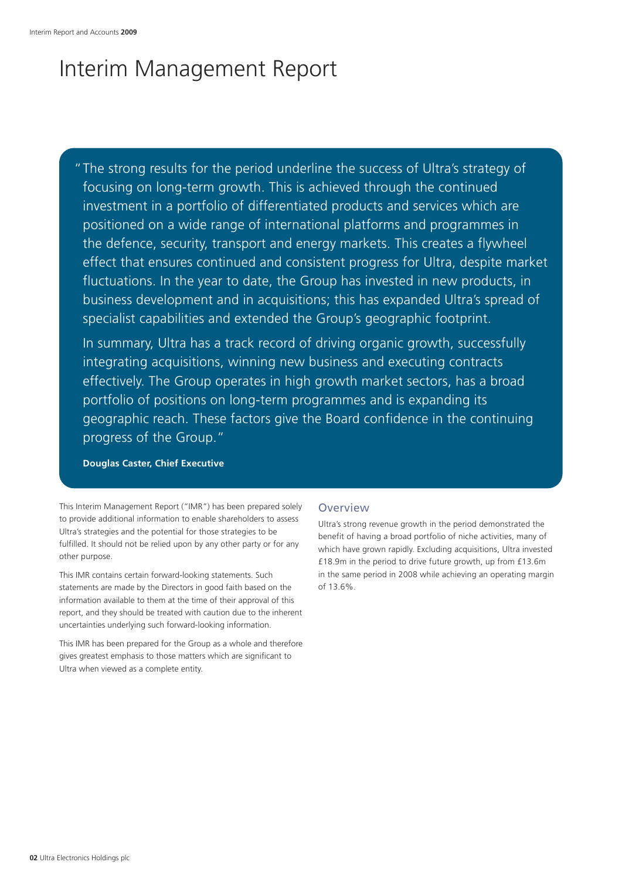# Interim Management Report

"The strong results for the period underline the success of Ultra's strategy of focusing on long-term growth. This is achieved through the continued investment in a portfolio of differentiated products and services which are positioned on a wide range of international platforms and programmes in the defence, security, transport and energy markets. This creates a flywheel effect that ensures continued and consistent progress for Ultra, despite market fluctuations. In the year to date, the Group has invested in new products, in business development and in acquisitions; this has expanded Ultra's spread of specialist capabilities and extended the Group's geographic footprint.

In summary, Ultra has a track record of driving organic growth, successfully integrating acquisitions, winning new business and executing contracts effectively. The Group operates in high growth market sectors, has a broad portfolio of positions on long-term programmes and is expanding its geographic reach. These factors give the Board confidence in the continuing progress of the Group."

**Douglas Caster, Chief Executive**

This Interim Management Report ("IMR") has been prepared solely to provide additional information to enable shareholders to assess Ultra's strategies and the potential for those strategies to be fulfilled. It should not be relied upon by any other party or for any other purpose.

This IMR contains certain forward-looking statements. Such statements are made by the Directors in good faith based on the information available to them at the time of their approval of this report, and they should be treated with caution due to the inherent uncertainties underlying such forward-looking information.

This IMR has been prepared for the Group as a whole and therefore gives greatest emphasis to those matters which are significant to Ultra when viewed as a complete entity.

## Overview

Ultra's strong revenue growth in the period demonstrated the benefit of having a broad portfolio of niche activities, many of which have grown rapidly. Excluding acquisitions, Ultra invested £18.9m in the period to drive future growth, up from £13.6m in the same period in 2008 while achieving an operating margin of 13.6%.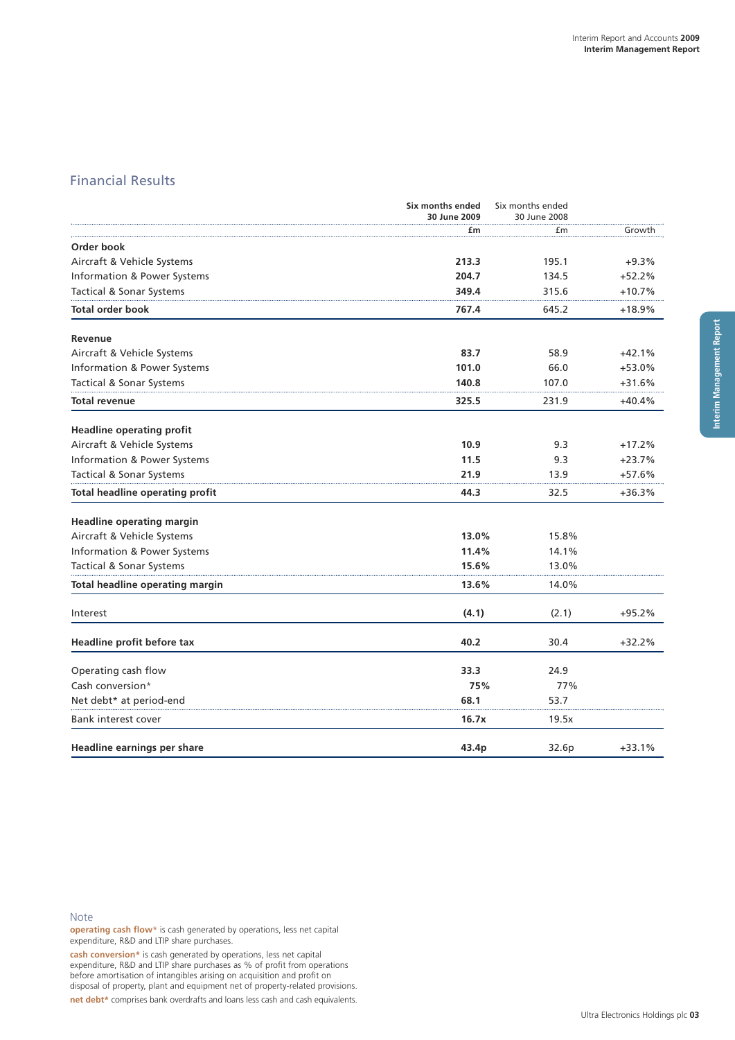## Financial Results

| | Six months ended 30 June 2009 £m | Six months ended 30 June 2008 £m | Growth |
|---|---|---|---|
| **Order book** | | | |
| Aircraft & Vehicle Systems | **213.3** | 195.1 | +9.3% |
| Information & Power Systems | **204.7** | 134.5 | +52.2% |
| Tactical & Sonar Systems | **349.4** | 315.6 | +10.7% |
| **Total order book** | **767.4** | 645.2 | +18.9% |
| **Revenue** | | | |
| Aircraft & Vehicle Systems | **83.7** | 58.9 | +42.1% |
| Information & Power Systems | **101.0** | 66.0 | +53.0% |
| Tactical & Sonar Systems | **140.8** | 107.0 | +31.6% |
| **Total revenue** | **325.5** | 231.9 | +40.4% |
| **Headline operating profit** | | | |
| Aircraft & Vehicle Systems | **10.9** | 9.3 | +17.2% |
| Information & Power Systems | **11.5** | 9.3 | +23.7% |
| Tactical & Sonar Systems | **21.9** | 13.9 | +57.6% |
| **Total headline operating profit** | **44.3** | 32.5 | +36.3% |
| **Headline operating margin** | | | |
| Aircraft & Vehicle Systems | **13.0%** | 15.8% | |
| Information & Power Systems | **11.4%** | 14.1% | |
| Tactical & Sonar Systems | **15.6%** | 13.0% | |
| **Total headline operating margin** | **13.6%** | 14.0% | |
| Interest | **(4.1)** | (2.1) | +95.2% |
| **Headline profit before tax** | **40.2** | 30.4 | +32.2% |
| Operating cash flow | **33.3** | 24.9 | |
| Cash conversion* | **75%** | 77% | |
| Net debt* at period-end | **68.1** | 53.7 | |
| Bank interest cover | **16.7x** | 19.5x | |
| **Headline earnings per share** | **43.4p** | 32.6p | +33.1% |

Note

**operating cash flow*** is cash generated by operations, less net capital expenditure, R&D and LTIP share purchases.

**cash conversion*** is cash generated by operations, less net capital expenditure, R&D and LTIP share purchases as % of profit from operations before amortisation of intangibles arising on acquisition and profit on disposal of property, plant and equipment net of property-related provisions.

**net debt*** comprises bank overdrafts and loans less cash and cash equivalents.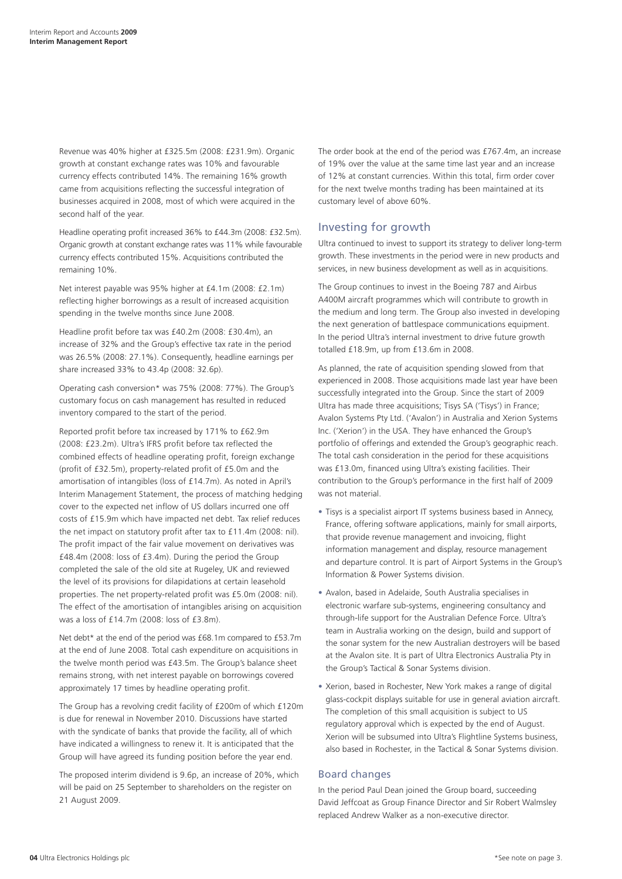Revenue was 40% higher at £325.5m (2008: £231.9m). Organic growth at constant exchange rates was 10% and favourable currency effects contributed 14%. The remaining 16% growth came from acquisitions reflecting the successful integration of businesses acquired in 2008, most of which were acquired in the second half of the year.

Headline operating profit increased 36% to £44.3m (2008: £32.5m). Organic growth at constant exchange rates was 11% while favourable currency effects contributed 15%. Acquisitions contributed the remaining 10%.

Net interest payable was 95% higher at £4.1m (2008: £2.1m) reflecting higher borrowings as a result of increased acquisition spending in the twelve months since June 2008.

Headline profit before tax was £40.2m (2008: £30.4m), an increase of 32% and the Group's effective tax rate in the period was 26.5% (2008: 27.1%). Consequently, headline earnings per share increased 33% to 43.4p (2008: 32.6p).

Operating cash conversion* was 75% (2008: 77%). The Group's customary focus on cash management has resulted in reduced inventory compared to the start of the period.

Reported profit before tax increased by 171% to £62.9m (2008: £23.2m). Ultra's IFRS profit before tax reflected the combined effects of headline operating profit, foreign exchange (profit of £32.5m), property-related profit of £5.0m and the amortisation of intangibles (loss of £14.7m). As noted in April's Interim Management Statement, the process of matching hedging cover to the expected net inflow of US dollars incurred one off costs of £15.9m which have impacted net debt. Tax relief reduces the net impact on statutory profit after tax to £11.4m (2008: nil). The profit impact of the fair value movement on derivatives was £48.4m (2008: loss of £3.4m). During the period the Group completed the sale of the old site at Rugeley, UK and reviewed the level of its provisions for dilapidations at certain leasehold properties. The net property-related profit was £5.0m (2008: nil). The effect of the amortisation of intangibles arising on acquisition was a loss of £14.7m (2008: loss of £3.8m).

Net debt* at the end of the period was £68.1m compared to £53.7m at the end of June 2008. Total cash expenditure on acquisitions in the twelve month period was £43.5m. The Group's balance sheet remains strong, with net interest payable on borrowings covered approximately 17 times by headline operating profit.

The Group has a revolving credit facility of £200m of which £120m is due for renewal in November 2010. Discussions have started with the syndicate of banks that provide the facility, all of which have indicated a willingness to renew it. It is anticipated that the Group will have agreed its funding position before the year end.

The proposed interim dividend is 9.6p, an increase of 20%, which will be paid on 25 September to shareholders on the register on 21 August 2009.

The order book at the end of the period was £767.4m, an increase of 19% over the value at the same time last year and an increase of 12% at constant currencies. Within this total, firm order cover for the next twelve months trading has been maintained at its customary level of above 60%.

## Investing for growth

Ultra continued to invest to support its strategy to deliver long-term growth. These investments in the period were in new products and services, in new business development as well as in acquisitions.

The Group continues to invest in the Boeing 787 and Airbus A400M aircraft programmes which will contribute to growth in the medium and long term. The Group also invested in developing the next generation of battlespace communications equipment. In the period Ultra's internal investment to drive future growth totalled £18.9m, up from £13.6m in 2008.

As planned, the rate of acquisition spending slowed from that experienced in 2008. Those acquisitions made last year have been successfully integrated into the Group. Since the start of 2009 Ultra has made three acquisitions; Tisys SA ('Tisys') in France; Avalon Systems Pty Ltd. ('Avalon') in Australia and Xerion Systems Inc. ('Xerion') in the USA. They have enhanced the Group's portfolio of offerings and extended the Group's geographic reach. The total cash consideration in the period for these acquisitions was £13.0m, financed using Ultra's existing facilities. Their contribution to the Group's performance in the first half of 2009 was not material.

- Tisys is a specialist airport IT systems business based in Annecy, France, offering software applications, mainly for small airports, that provide revenue management and invoicing, flight information management and display, resource management and departure control. It is part of Airport Systems in the Group's Information & Power Systems division.
- Avalon, based in Adelaide, South Australia specialises in electronic warfare sub-systems, engineering consultancy and through-life support for the Australian Defence Force. Ultra's team in Australia working on the design, build and support of the sonar system for the new Australian destroyers will be based at the Avalon site. It is part of Ultra Electronics Australia Pty in the Group's Tactical & Sonar Systems division.
- Xerion, based in Rochester, New York makes a range of digital glass-cockpit displays suitable for use in general aviation aircraft. The completion of this small acquisition is subject to US regulatory approval which is expected by the end of August. Xerion will be subsumed into Ultra's Flightline Systems business, also based in Rochester, in the Tactical & Sonar Systems division.

### Board changes

In the period Paul Dean joined the Group board, succeeding David Jeffcoat as Group Finance Director and Sir Robert Walmsley replaced Andrew Walker as a non-executive director.

*See note on page 3.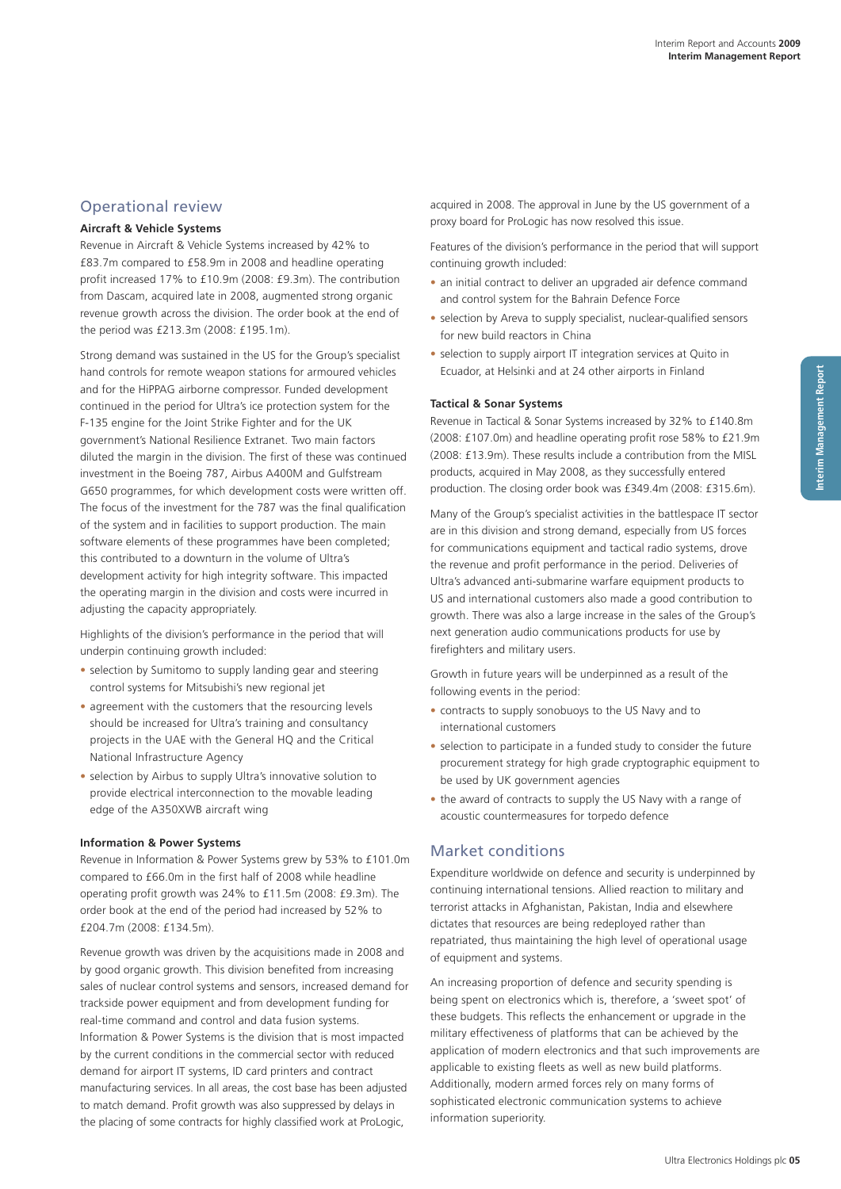## Operational review

### Aircraft & Vehicle Systems

Revenue in Aircraft & Vehicle Systems increased by 42% to £83.7m compared to £58.9m in 2008 and headline operating profit increased 17% to £10.9m (2008: £9.3m). The contribution from Dascam, acquired late in 2008, augmented strong organic revenue growth across the division. The order book at the end of the period was £213.3m (2008: £195.1m).

Strong demand was sustained in the US for the Group's specialist hand controls for remote weapon stations for armoured vehicles and for the HiPPAG airborne compressor. Funded development continued in the period for Ultra's ice protection system for the F-135 engine for the Joint Strike Fighter and for the UK government's National Resilience Extranet. Two main factors diluted the margin in the division. The first of these was continued investment in the Boeing 787, Airbus A400M and Gulfstream G650 programmes, for which development costs were written off. The focus of the investment for the 787 was the final qualification of the system and in facilities to support production. The main software elements of these programmes have been completed; this contributed to a downturn in the volume of Ultra's development activity for high integrity software. This impacted the operating margin in the division and costs were incurred in adjusting the capacity appropriately.

Highlights of the division's performance in the period that will underpin continuing growth included:

- selection by Sumitomo to supply landing gear and steering control systems for Mitsubishi's new regional jet
- agreement with the customers that the resourcing levels should be increased for Ultra's training and consultancy projects in the UAE with the General HQ and the Critical National Infrastructure Agency
- selection by Airbus to supply Ultra's innovative solution to provide electrical interconnection to the movable leading edge of the A350XWB aircraft wing

### Information & Power Systems

Revenue in Information & Power Systems grew by 53% to £101.0m compared to £66.0m in the first half of 2008 while headline operating profit growth was 24% to £11.5m (2008: £9.3m). The order book at the end of the period had increased by 52% to £204.7m (2008: £134.5m).

Revenue growth was driven by the acquisitions made in 2008 and by good organic growth. This division benefited from increasing sales of nuclear control systems and sensors, increased demand for trackside power equipment and from development funding for real-time command and control and data fusion systems. Information & Power Systems is the division that is most impacted by the current conditions in the commercial sector with reduced demand for airport IT systems, ID card printers and contract manufacturing services. In all areas, the cost base has been adjusted to match demand. Profit growth was also suppressed by delays in the placing of some contracts for highly classified work at ProLogic, acquired in 2008. The approval in June by the US government of a proxy board for ProLogic has now resolved this issue.

Features of the division's performance in the period that will support continuing growth included:

- an initial contract to deliver an upgraded air defence command and control system for the Bahrain Defence Force
- selection by Areva to supply specialist, nuclear-qualified sensors for new build reactors in China
- selection to supply airport IT integration services at Quito in Ecuador, at Helsinki and at 24 other airports in Finland

### Tactical & Sonar Systems

Revenue in Tactical & Sonar Systems increased by 32% to £140.8m (2008: £107.0m) and headline operating profit rose 58% to £21.9m (2008: £13.9m). These results include a contribution from the MISL products, acquired in May 2008, as they successfully entered production. The closing order book was £349.4m (2008: £315.6m).

Many of the Group's specialist activities in the battlespace IT sector are in this division and strong demand, especially from US forces for communications equipment and tactical radio systems, drove the revenue and profit performance in the period. Deliveries of Ultra's advanced anti-submarine warfare equipment products to US and international customers also made a good contribution to growth. There was also a large increase in the sales of the Group's next generation audio communications products for use by firefighters and military users.

Growth in future years will be underpinned as a result of the following events in the period:

- contracts to supply sonobuoys to the US Navy and to international customers
- selection to participate in a funded study to consider the future procurement strategy for high grade cryptographic equipment to be used by UK government agencies
- the award of contracts to supply the US Navy with a range of acoustic countermeasures for torpedo defence

## Market conditions

Expenditure worldwide on defence and security is underpinned by continuing international tensions. Allied reaction to military and terrorist attacks in Afghanistan, Pakistan, India and elsewhere dictates that resources are being redeployed rather than repatriated, thus maintaining the high level of operational usage of equipment and systems.

An increasing proportion of defence and security spending is being spent on electronics which is, therefore, a 'sweet spot' of these budgets. This reflects the enhancement or upgrade in the military effectiveness of platforms that can be achieved by the application of modern electronics and that such improvements are applicable to existing fleets as well as new build platforms. Additionally, modern armed forces rely on many forms of sophisticated electronic communication systems to achieve information superiority.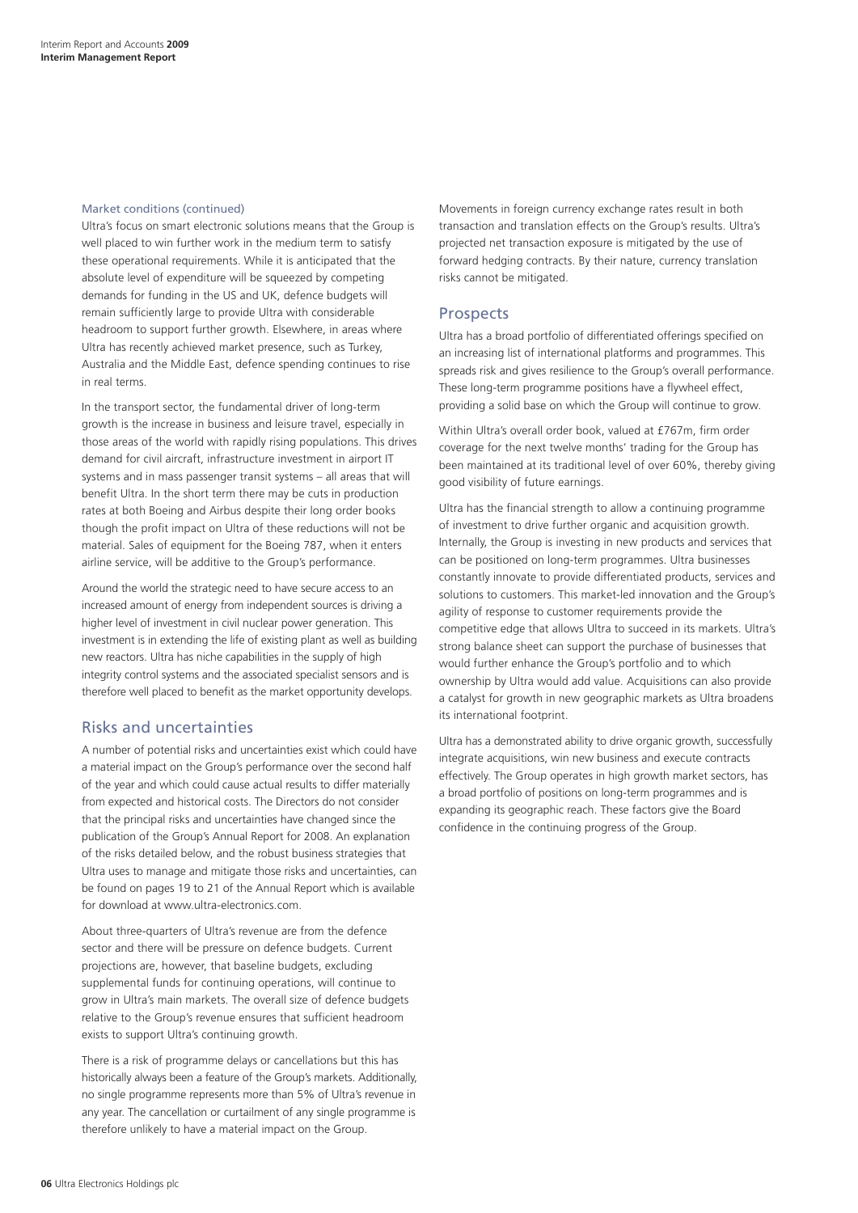### Market conditions (continued)

Ultra's focus on smart electronic solutions means that the Group is well placed to win further work in the medium term to satisfy these operational requirements. While it is anticipated that the absolute level of expenditure will be squeezed by competing demands for funding in the US and UK, defence budgets will remain sufficiently large to provide Ultra with considerable headroom to support further growth. Elsewhere, in areas where Ultra has recently achieved market presence, such as Turkey, Australia and the Middle East, defence spending continues to rise in real terms.

In the transport sector, the fundamental driver of long-term growth is the increase in business and leisure travel, especially in those areas of the world with rapidly rising populations. This drives demand for civil aircraft, infrastructure investment in airport IT systems and in mass passenger transit systems – all areas that will benefit Ultra. In the short term there may be cuts in production rates at both Boeing and Airbus despite their long order books though the profit impact on Ultra of these reductions will not be material. Sales of equipment for the Boeing 787, when it enters airline service, will be additive to the Group's performance.

Around the world the strategic need to have secure access to an increased amount of energy from independent sources is driving a higher level of investment in civil nuclear power generation. This investment is in extending the life of existing plant as well as building new reactors. Ultra has niche capabilities in the supply of high integrity control systems and the associated specialist sensors and is therefore well placed to benefit as the market opportunity develops.

## Risks and uncertainties

A number of potential risks and uncertainties exist which could have a material impact on the Group's performance over the second half of the year and which could cause actual results to differ materially from expected and historical costs. The Directors do not consider that the principal risks and uncertainties have changed since the publication of the Group's Annual Report for 2008. An explanation of the risks detailed below, and the robust business strategies that Ultra uses to manage and mitigate those risks and uncertainties, can be found on pages 19 to 21 of the Annual Report which is available for download at www.ultra-electronics.com.

About three-quarters of Ultra's revenue are from the defence sector and there will be pressure on defence budgets. Current projections are, however, that baseline budgets, excluding supplemental funds for continuing operations, will continue to grow in Ultra's main markets. The overall size of defence budgets relative to the Group's revenue ensures that sufficient headroom exists to support Ultra's continuing growth.

There is a risk of programme delays or cancellations but this has historically always been a feature of the Group's markets. Additionally, no single programme represents more than 5% of Ultra's revenue in any year. The cancellation or curtailment of any single programme is therefore unlikely to have a material impact on the Group.

Movements in foreign currency exchange rates result in both transaction and translation effects on the Group's results. Ultra's projected net transaction exposure is mitigated by the use of forward hedging contracts. By their nature, currency translation risks cannot be mitigated.

## Prospects

Ultra has a broad portfolio of differentiated offerings specified on an increasing list of international platforms and programmes. This spreads risk and gives resilience to the Group's overall performance. These long-term programme positions have a flywheel effect, providing a solid base on which the Group will continue to grow.

Within Ultra's overall order book, valued at £767m, firm order coverage for the next twelve months' trading for the Group has been maintained at its traditional level of over 60%, thereby giving good visibility of future earnings.

Ultra has the financial strength to allow a continuing programme of investment to drive further organic and acquisition growth. Internally, the Group is investing in new products and services that can be positioned on long-term programmes. Ultra businesses constantly innovate to provide differentiated products, services and solutions to customers. This market-led innovation and the Group's agility of response to customer requirements provide the competitive edge that allows Ultra to succeed in its markets. Ultra's strong balance sheet can support the purchase of businesses that would further enhance the Group's portfolio and to which ownership by Ultra would add value. Acquisitions can also provide a catalyst for growth in new geographic markets as Ultra broadens its international footprint.

Ultra has a demonstrated ability to drive organic growth, successfully integrate acquisitions, win new business and execute contracts effectively. The Group operates in high growth market sectors, has a broad portfolio of positions on long-term programmes and is expanding its geographic reach. These factors give the Board confidence in the continuing progress of the Group.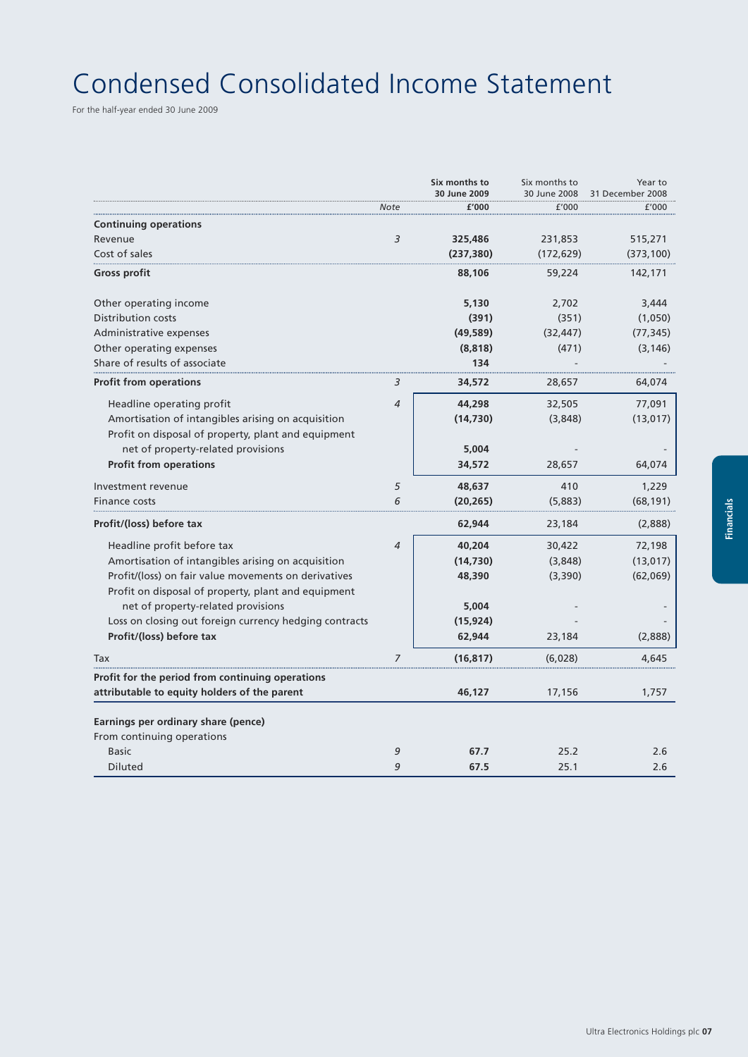# Condensed Consolidated Income Statement

For the half-year ended 30 June 2009

| | Note | Six months to 30 June 2009 £'000 | Six months to 30 June 2008 £'000 | Year to 31 December 2008 £'000 |
|---|---|---|---|---|
| **Continuing operations** | | | | |
| Revenue | 3 | **325,486** | 231,853 | 515,271 |
| Cost of sales | | **(237,380)** | (172,629) | (373,100) |
| **Gross profit** | | **88,106** | 59,224 | 142,171 |
| Other operating income | | **5,130** | 2,702 | 3,444 |
| Distribution costs | | **(391)** | (351) | (1,050) |
| Administrative expenses | | **(49,589)** | (32,447) | (77,345) |
| Other operating expenses | | **(8,818)** | (471) | (3,146) |
| Share of results of associate | | **134** | - | - |
| **Profit from operations** | 3 | **34,572** | 28,657 | 64,074 |
| Headline operating profit | 4 | **44,298** | 32,505 | 77,091 |
| Amortisation of intangibles arising on acquisition | | **(14,730)** | (3,848) | (13,017) |
| Profit on disposal of property, plant and equipment net of property-related provisions | | **5,004** | - | - |
| **Profit from operations** | | **34,572** | 28,657 | 64,074 |
| Investment revenue | 5 | **48,637** | 410 | 1,229 |
| Finance costs | 6 | **(20,265)** | (5,883) | (68,191) |
| **Profit/(loss) before tax** | | **62,944** | 23,184 | (2,888) |
| Headline profit before tax | 4 | **40,204** | 30,422 | 72,198 |
| Amortisation of intangibles arising on acquisition | | **(14,730)** | (3,848) | (13,017) |
| Profit/(loss) on fair value movements on derivatives | | **48,390** | (3,390) | (62,069) |
| Profit on disposal of property, plant and equipment net of property-related provisions | | **5,004** | - | - |
| Loss on closing out foreign currency hedging contracts | | **(15,924)** | - | - |
| **Profit/(loss) before tax** | | **62,944** | 23,184 | (2,888) |
| Tax | 7 | **(16,817)** | (6,028) | 4,645 |
| **Profit for the period from continuing operations attributable to equity holders of the parent** | | **46,127** | 17,156 | 1,757 |
| **Earnings per ordinary share (pence)** | | | | |
| From continuing operations | | | | |
| Basic | 9 | **67.7** | 25.2 | 2.6 |
| Diluted | 9 | **67.5** | 25.1 | 2.6 |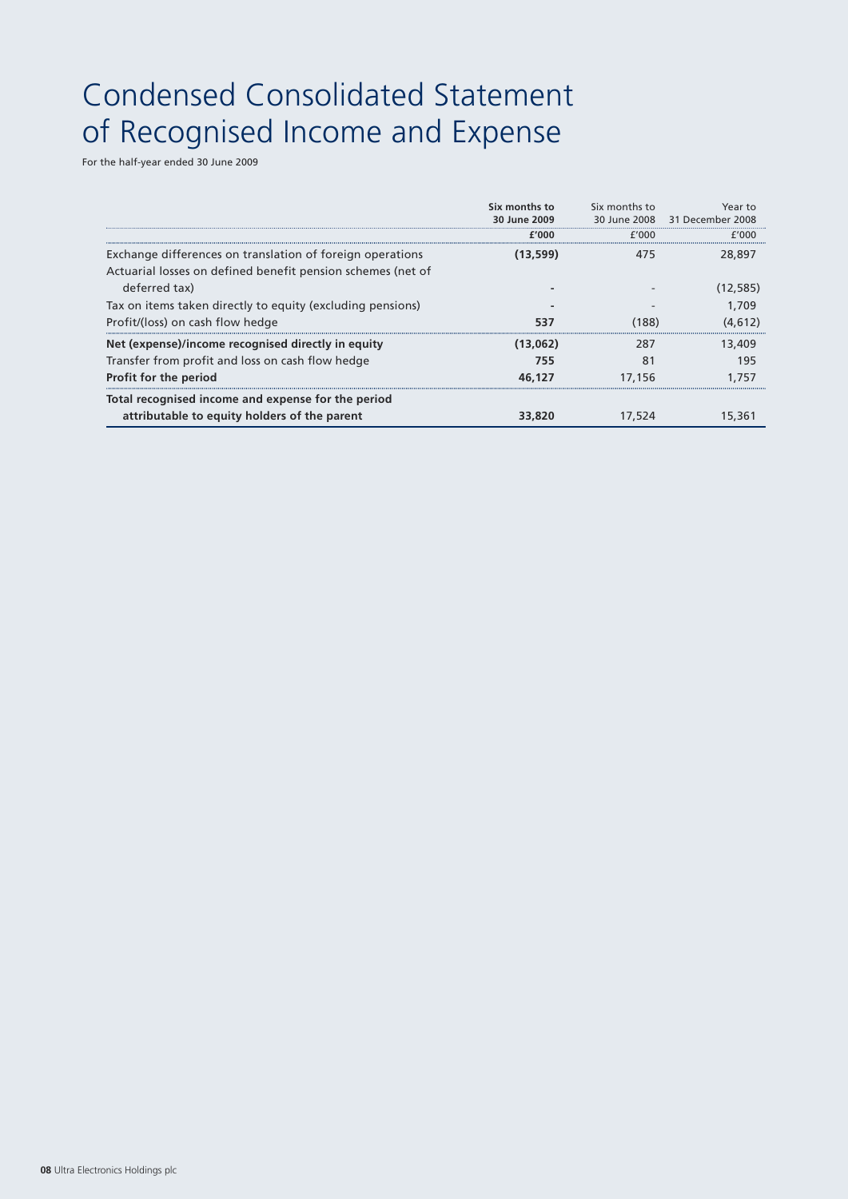# Condensed Consolidated Statement of Recognised Income and Expense

For the half-year ended 30 June 2009

| | **Six months to 30 June 2009** | Six months to 30 June 2008 | Year to 31 December 2008 |
|---|---|---|---|
| | **£'000** | £'000 | £'000 |
| Exchange differences on translation of foreign operations | **(13,599)** | 475 | 28,897 |
| Actuarial losses on defined benefit pension schemes (net of deferred tax) | **-** | - | (12,585) |
| Tax on items taken directly to equity (excluding pensions) | **-** | - | 1,709 |
| Profit/(loss) on cash flow hedge | **537** | (188) | (4,612) |
| **Net (expense)/income recognised directly in equity** | **(13,062)** | 287 | 13,409 |
| Transfer from profit and loss on cash flow hedge | **755** | 81 | 195 |
| **Profit for the period** | **46,127** | 17,156 | 1,757 |
| **Total recognised income and expense for the period attributable to equity holders of the parent** | **33,820** | 17,524 | 15,361 |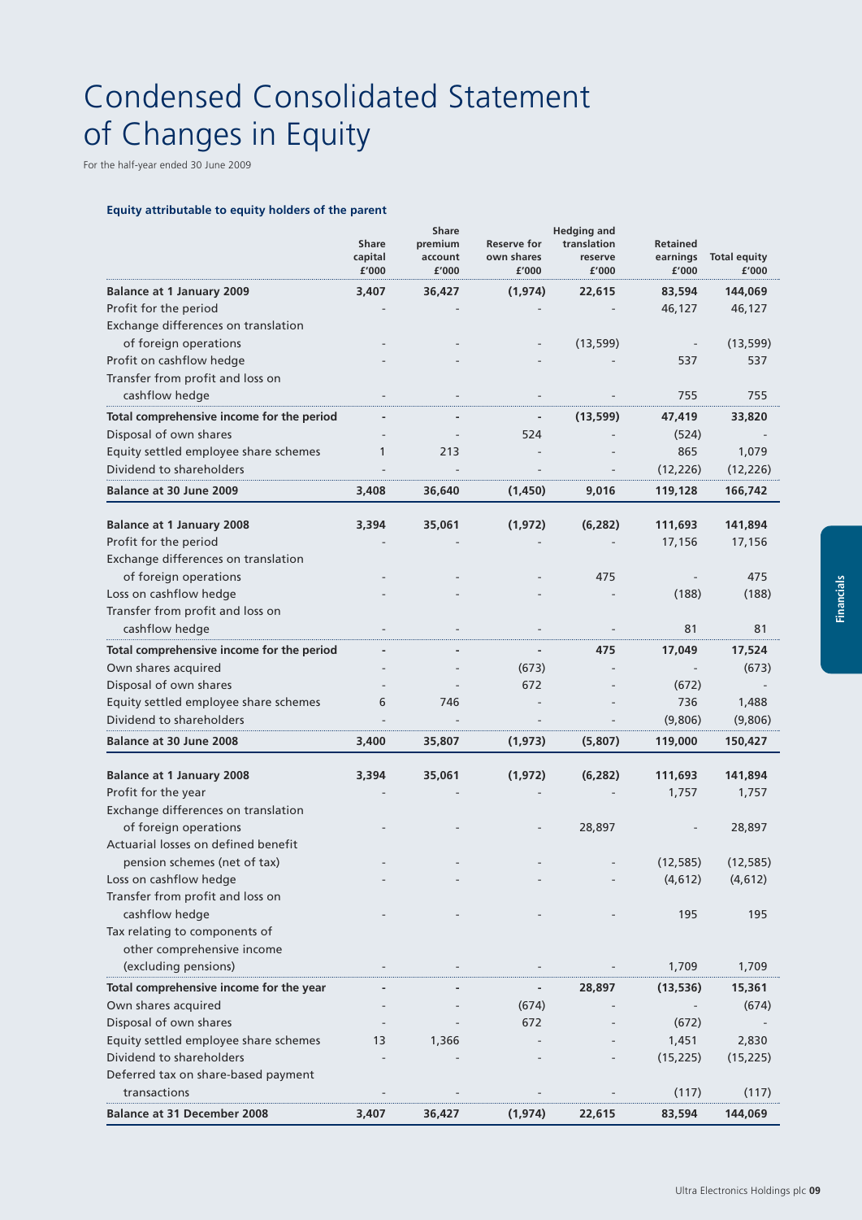# Condensed Consolidated Statement of Changes in Equity

For the half-year ended 30 June 2009

**Equity attributable to equity holders of the parent**

| | Share capital £'000 | Share premium account £'000 | Reserve for own shares £'000 | Hedging and translation reserve £'000 | Retained earnings £'000 | Total equity £'000 |
|---|---|---|---|---|---|---|
| **Balance at 1 January 2009** | **3,407** | **36,427** | **(1,974)** | **22,615** | **83,594** | **144,069** |
| Profit for the period | - | - | - | - | 46,127 | 46,127 |
| Exchange differences on translation of foreign operations | - | - | - | (13,599) | - | (13,599) |
| Profit on cashflow hedge | - | - | - | - | 537 | 537 |
| Transfer from profit and loss on cashflow hedge | - | - | - | - | 755 | 755 |
| **Total comprehensive income for the period** | **-** | **-** | **-** | **(13,599)** | **47,419** | **33,820** |
| Disposal of own shares | - | - | 524 | - | (524) | - |
| Equity settled employee share schemes | 1 | 213 | - | - | 865 | 1,079 |
| Dividend to shareholders | - | - | - | - | (12,226) | (12,226) |
| **Balance at 30 June 2009** | **3,408** | **36,640** | **(1,450)** | **9,016** | **119,128** | **166,742** |
| | | | | | | |
| **Balance at 1 January 2008** | **3,394** | **35,061** | **(1,972)** | **(6,282)** | **111,693** | **141,894** |
| Profit for the period | - | - | - | - | 17,156 | 17,156 |
| Exchange differences on translation of foreign operations | - | - | - | 475 | - | 475 |
| Loss on cashflow hedge | - | - | - | - | (188) | (188) |
| Transfer from profit and loss on cashflow hedge | - | - | - | - | 81 | 81 |
| **Total comprehensive income for the period** | **-** | **-** | **-** | **475** | **17,049** | **17,524** |
| Own shares acquired | - | - | (673) | - | - | (673) |
| Disposal of own shares | - | - | 672 | - | (672) | - |
| Equity settled employee share schemes | 6 | 746 | - | - | 736 | 1,488 |
| Dividend to shareholders | - | - | - | - | (9,806) | (9,806) |
| **Balance at 30 June 2008** | **3,400** | **35,807** | **(1,973)** | **(5,807)** | **119,000** | **150,427** |
| | | | | | | |
| **Balance at 1 January 2008** | **3,394** | **35,061** | **(1,972)** | **(6,282)** | **111,693** | **141,894** |
| Profit for the year | - | - | - | - | 1,757 | 1,757 |
| Exchange differences on translation of foreign operations | - | - | - | 28,897 | - | 28,897 |
| Actuarial losses on defined benefit pension schemes (net of tax) | - | - | - | - | (12,585) | (12,585) |
| Loss on cashflow hedge | - | - | - | - | (4,612) | (4,612) |
| Transfer from profit and loss on cashflow hedge | - | - | - | - | 195 | 195 |
| Tax relating to components of other comprehensive income (excluding pensions) | - | - | - | - | 1,709 | 1,709 |
| **Total comprehensive income for the year** | **-** | **-** | **-** | **28,897** | **(13,536)** | **15,361** |
| Own shares acquired | - | - | (674) | - | - | (674) |
| Disposal of own shares | - | - | 672 | - | (672) | - |
| Equity settled employee share schemes | 13 | 1,366 | - | - | 1,451 | 2,830 |
| Dividend to shareholders | - | - | - | - | (15,225) | (15,225) |
| Deferred tax on share-based payment transactions | - | - | - | - | (117) | (117) |
| **Balance at 31 December 2008** | **3,407** | **36,427** | **(1,974)** | **22,615** | **83,594** | **144,069** |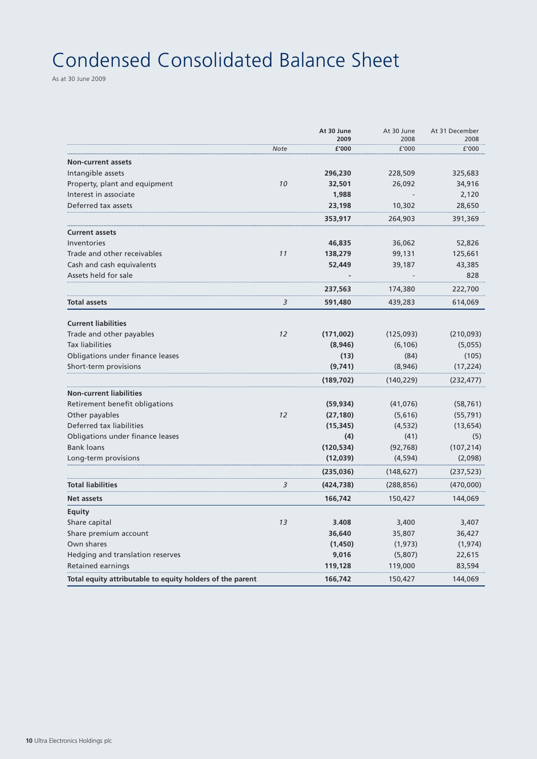# Condensed Consolidated Balance Sheet

As at 30 June 2009

| | Note | At 30 June 2009 £'000 | At 30 June 2008 £'000 | At 31 December 2008 £'000 |
|---|---|---|---|---|
| **Non-current assets** | | | | |
| Intangible assets | | **296,230** | 228,509 | 325,683 |
| Property, plant and equipment | *10* | **32,501** | 26,092 | 34,916 |
| Interest in associate | | **1,988** | - | 2,120 |
| Deferred tax assets | | **23,198** | 10,302 | 28,650 |
| | | **353,917** | 264,903 | 391,369 |
| **Current assets** | | | | |
| Inventories | | **46,835** | 36,062 | 52,826 |
| Trade and other receivables | *11* | **138,279** | 99,131 | 125,661 |
| Cash and cash equivalents | | **52,449** | 39,187 | 43,385 |
| Assets held for sale | | **-** | - | 828 |
| | | **237,563** | 174,380 | 222,700 |
| **Total assets** | *3* | **591,480** | 439,283 | 614,069 |
| **Current liabilities** | | | | |
| Trade and other payables | *12* | **(171,002)** | (125,093) | (210,093) |
| Tax liabilities | | **(8,946)** | (6,106) | (5,055) |
| Obligations under finance leases | | **(13)** | (84) | (105) |
| Short-term provisions | | **(9,741)** | (8,946) | (17,224) |
| | | **(189,702)** | (140,229) | (232,477) |
| **Non-current liabilities** | | | | |
| Retirement benefit obligations | | **(59,934)** | (41,076) | (58,761) |
| Other payables | *12* | **(27,180)** | (5,616) | (55,791) |
| Deferred tax liabilities | | **(15,345)** | (4,532) | (13,654) |
| Obligations under finance leases | | **(4)** | (41) | (5) |
| Bank loans | | **(120,534)** | (92,768) | (107,214) |
| Long-term provisions | | **(12,039)** | (4,594) | (2,098) |
| | | **(235,036)** | (148,627) | (237,523) |
| **Total liabilities** | *3* | **(424,738)** | (288,856) | (470,000) |
| **Net assets** | | **166,742** | 150,427 | 144,069 |
| **Equity** | | | | |
| Share capital | *13* | **3.408** | 3,400 | 3,407 |
| Share premium account | | **36,640** | 35,807 | 36,427 |
| Own shares | | **(1,450)** | (1,973) | (1,974) |
| Hedging and translation reserves | | **9,016** | (5,807) | 22,615 |
| Retained earnings | | **119,128** | 119,000 | 83,594 |
| **Total equity attributable to equity holders of the parent** | | **166,742** | 150,427 | 144,069 |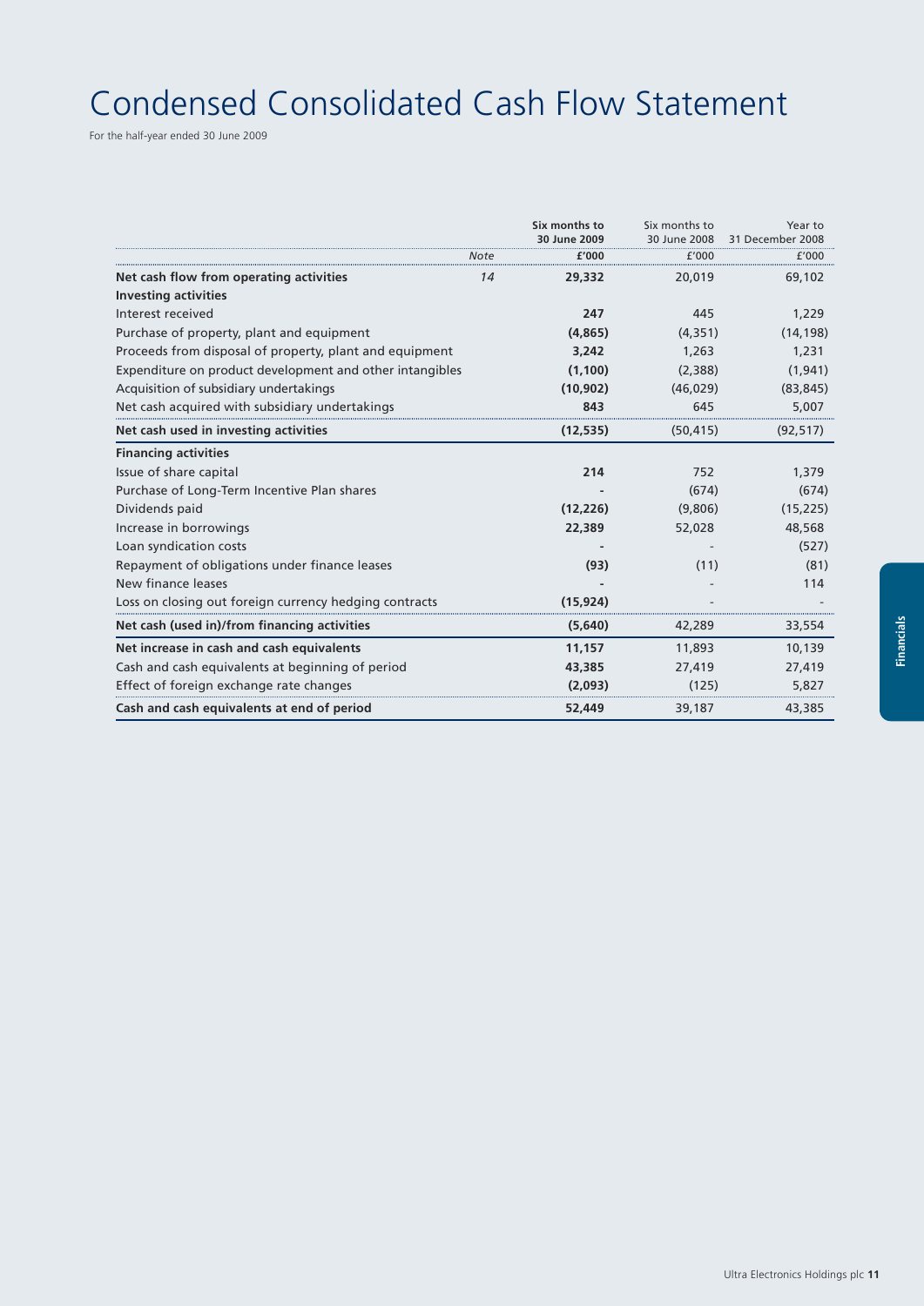# Condensed Consolidated Cash Flow Statement

For the half-year ended 30 June 2009

| | Note | Six months to 30 June 2009 £'000 | Six months to 30 June 2008 £'000 | Year to 31 December 2008 £'000 |
|---|---|---|---|---|
| **Net cash flow from operating activities** | *14* | **29,332** | 20,019 | 69,102 |
| **Investing activities** | | | | |
| Interest received | | **247** | 445 | 1,229 |
| Purchase of property, plant and equipment | | **(4,865)** | (4,351) | (14,198) |
| Proceeds from disposal of property, plant and equipment | | **3,242** | 1,263 | 1,231 |
| Expenditure on product development and other intangibles | | **(1,100)** | (2,388) | (1,941) |
| Acquisition of subsidiary undertakings | | **(10,902)** | (46,029) | (83,845) |
| Net cash acquired with subsidiary undertakings | | **843** | 645 | 5,007 |
| **Net cash used in investing activities** | | **(12,535)** | (50,415) | (92,517) |
| **Financing activities** | | | | |
| Issue of share capital | | **214** | 752 | 1,379 |
| Purchase of Long-Term Incentive Plan shares | | **-** | (674) | (674) |
| Dividends paid | | **(12,226)** | (9,806) | (15,225) |
| Increase in borrowings | | **22,389** | 52,028 | 48,568 |
| Loan syndication costs | | **-** | - | (527) |
| Repayment of obligations under finance leases | | **(93)** | (11) | (81) |
| New finance leases | | **-** | - | 114 |
| Loss on closing out foreign currency hedging contracts | | **(15,924)** | - | - |
| **Net cash (used in)/from financing activities** | | **(5,640)** | 42,289 | 33,554 |
| **Net increase in cash and cash equivalents** | | **11,157** | 11,893 | 10,139 |
| Cash and cash equivalents at beginning of period | | **43,385** | 27,419 | 27,419 |
| Effect of foreign exchange rate changes | | **(2,093)** | (125) | 5,827 |
| **Cash and cash equivalents at end of period** | | **52,449** | 39,187 | 43,385 |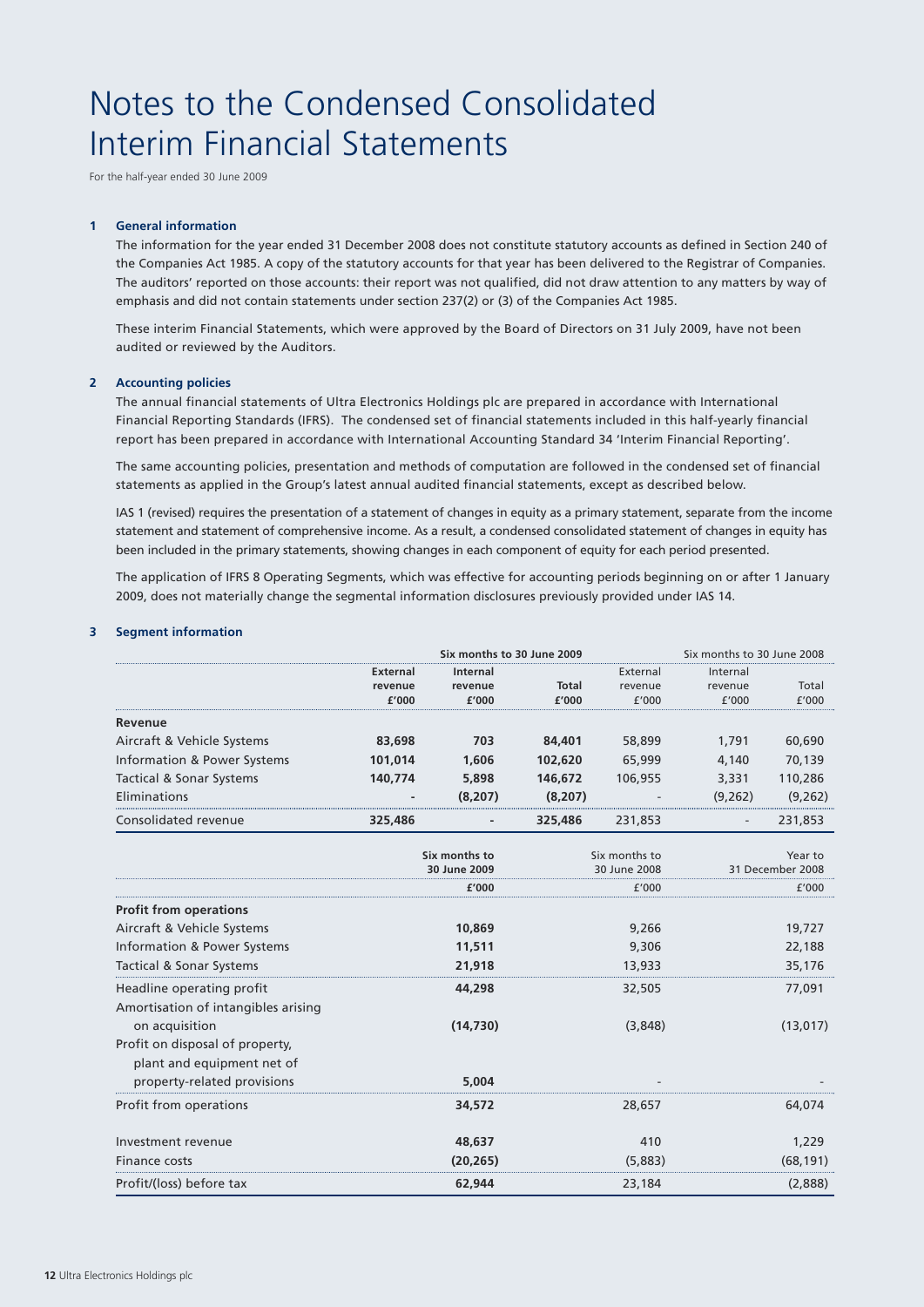# Notes to the Condensed Consolidated Interim Financial Statements

For the half-year ended 30 June 2009

### 1 General information

The information for the year ended 31 December 2008 does not constitute statutory accounts as defined in Section 240 of the Companies Act 1985. A copy of the statutory accounts for that year has been delivered to the Registrar of Companies. The auditors' reported on those accounts: their report was not qualified, did not draw attention to any matters by way of emphasis and did not contain statements under section 237(2) or (3) of the Companies Act 1985.

These interim Financial Statements, which were approved by the Board of Directors on 31 July 2009, have not been audited or reviewed by the Auditors.

### 2 Accounting policies

The annual financial statements of Ultra Electronics Holdings plc are prepared in accordance with International Financial Reporting Standards (IFRS). The condensed set of financial statements included in this half-yearly financial report has been prepared in accordance with International Accounting Standard 34 'Interim Financial Reporting'.

The same accounting policies, presentation and methods of computation are followed in the condensed set of financial statements as applied in the Group's latest annual audited financial statements, except as described below.

IAS 1 (revised) requires the presentation of a statement of changes in equity as a primary statement, separate from the income statement and statement of comprehensive income. As a result, a condensed consolidated statement of changes in equity has been included in the primary statements, showing changes in each component of equity for each period presented.

The application of IFRS 8 Operating Segments, which was effective for accounting periods beginning on or after 1 January 2009, does not materially change the segmental information disclosures previously provided under IAS 14.

### 3 Segment information

| | **Six months to 30 June 2009** | | | Six months to 30 June 2008 | | |
|---|---|---|---|---|---|---|
| | **External revenue £'000** | **Internal revenue £'000** | **Total £'000** | External revenue £'000 | Internal revenue £'000 | Total £'000 |
| **Revenue** | | | | | | |
| Aircraft & Vehicle Systems | **83,698** | **703** | **84,401** | 58,899 | 1,791 | 60,690 |
| Information & Power Systems | **101,014** | **1,606** | **102,620** | 65,999 | 4,140 | 70,139 |
| Tactical & Sonar Systems | **140,774** | **5,898** | **146,672** | 106,955 | 3,331 | 110,286 |
| Eliminations | **-** | **(8,207)** | **(8,207)** | - | (9,262) | (9,262) |
| Consolidated revenue | **325,486** | **-** | **325,486** | 231,853 | - | 231,853 |

| | **Six months to 30 June 2009 £'000** | Six months to 30 June 2008 £'000 | Year to 31 December 2008 £'000 |
|---|---|---|---|
| **Profit from operations** | | | |
| Aircraft & Vehicle Systems | **10,869** | 9,266 | 19,727 |
| Information & Power Systems | **11,511** | 9,306 | 22,188 |
| Tactical & Sonar Systems | **21,918** | 13,933 | 35,176 |
| Headline operating profit | **44,298** | 32,505 | 77,091 |
| Amortisation of intangibles arising on acquisition | **(14,730)** | (3,848) | (13,017) |
| Profit on disposal of property, plant and equipment net of property-related provisions | **5,004** | - | - |
| Profit from operations | **34,572** | 28,657 | 64,074 |
| Investment revenue | **48,637** | 410 | 1,229 |
| Finance costs | **(20,265)** | (5,883) | (68,191) |
| Profit/(loss) before tax | **62,944** | 23,184 | (2,888) |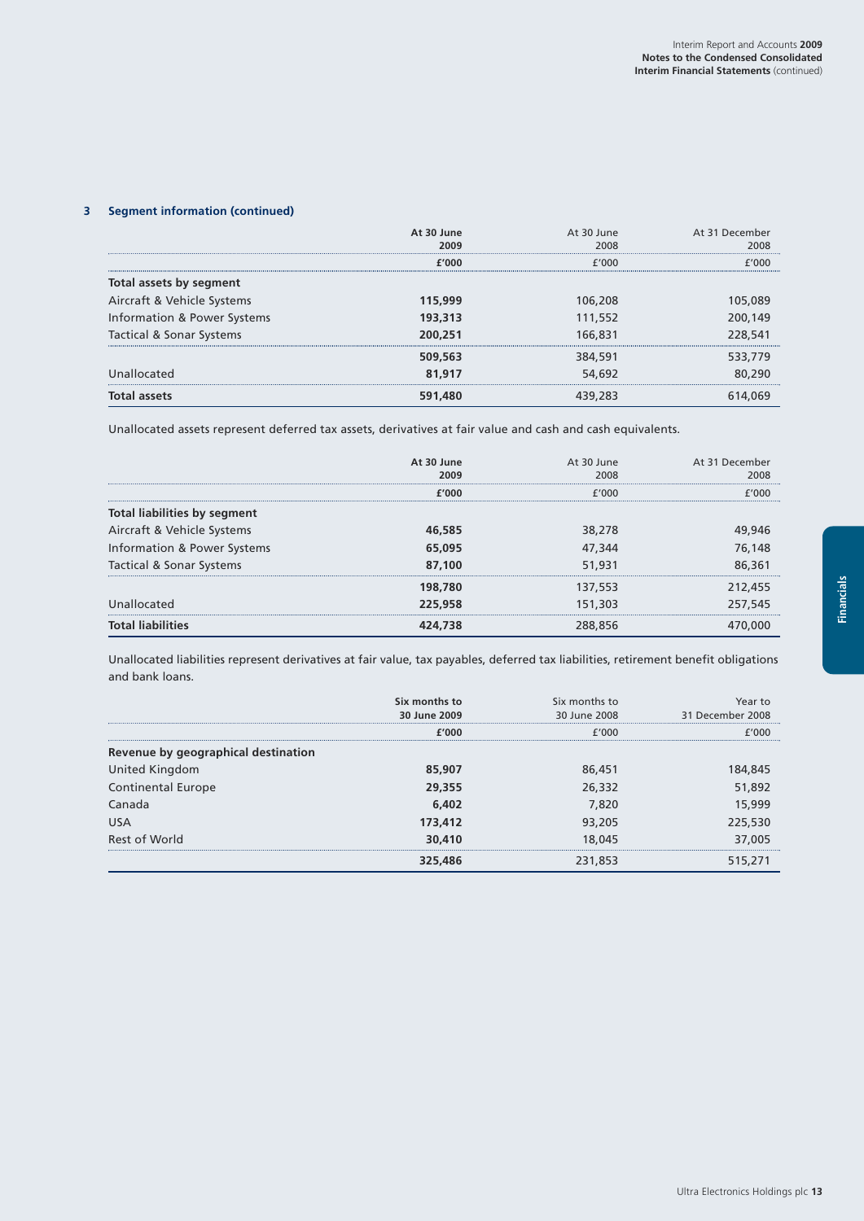### 3 Segment information (continued)

| | At 30 June 2009 | At 30 June 2008 | At 31 December 2008 |
|---|---|---|---|
| | **£'000** | £'000 | £'000 |
| **Total assets by segment** | | | |
| Aircraft & Vehicle Systems | **115,999** | 106,208 | 105,089 |
| Information & Power Systems | **193,313** | 111,552 | 200,149 |
| Tactical & Sonar Systems | **200,251** | 166,831 | 228,541 |
| | **509,563** | 384,591 | 533,779 |
| Unallocated | **81,917** | 54,692 | 80,290 |
| **Total assets** | **591,480** | 439,283 | 614,069 |

Unallocated assets represent deferred tax assets, derivatives at fair value and cash and cash equivalents.

| | At 30 June 2009 | At 30 June 2008 | At 31 December 2008 |
|---|---|---|---|
| | **£'000** | £'000 | £'000 |
| **Total liabilities by segment** | | | |
| Aircraft & Vehicle Systems | **46,585** | 38,278 | 49,946 |
| Information & Power Systems | **65,095** | 47,344 | 76,148 |
| Tactical & Sonar Systems | **87,100** | 51,931 | 86,361 |
| | **198,780** | 137,553 | 212,455 |
| Unallocated | **225,958** | 151,303 | 257,545 |
| **Total liabilities** | **424,738** | 288,856 | 470,000 |

Unallocated liabilities represent derivatives at fair value, tax payables, deferred tax liabilities, retirement benefit obligations and bank loans.

| | Six months to 30 June 2009 | Six months to 30 June 2008 | Year to 31 December 2008 |
|---|---|---|---|
| | **£'000** | £'000 | £'000 |
| **Revenue by geographical destination** | | | |
| United Kingdom | **85,907** | 86,451 | 184,845 |
| Continental Europe | **29,355** | 26,332 | 51,892 |
| Canada | **6,402** | 7,820 | 15,999 |
| USA | **173,412** | 93,205 | 225,530 |
| Rest of World | **30,410** | 18,045 | 37,005 |
| | **325,486** | 231,853 | 515,271 |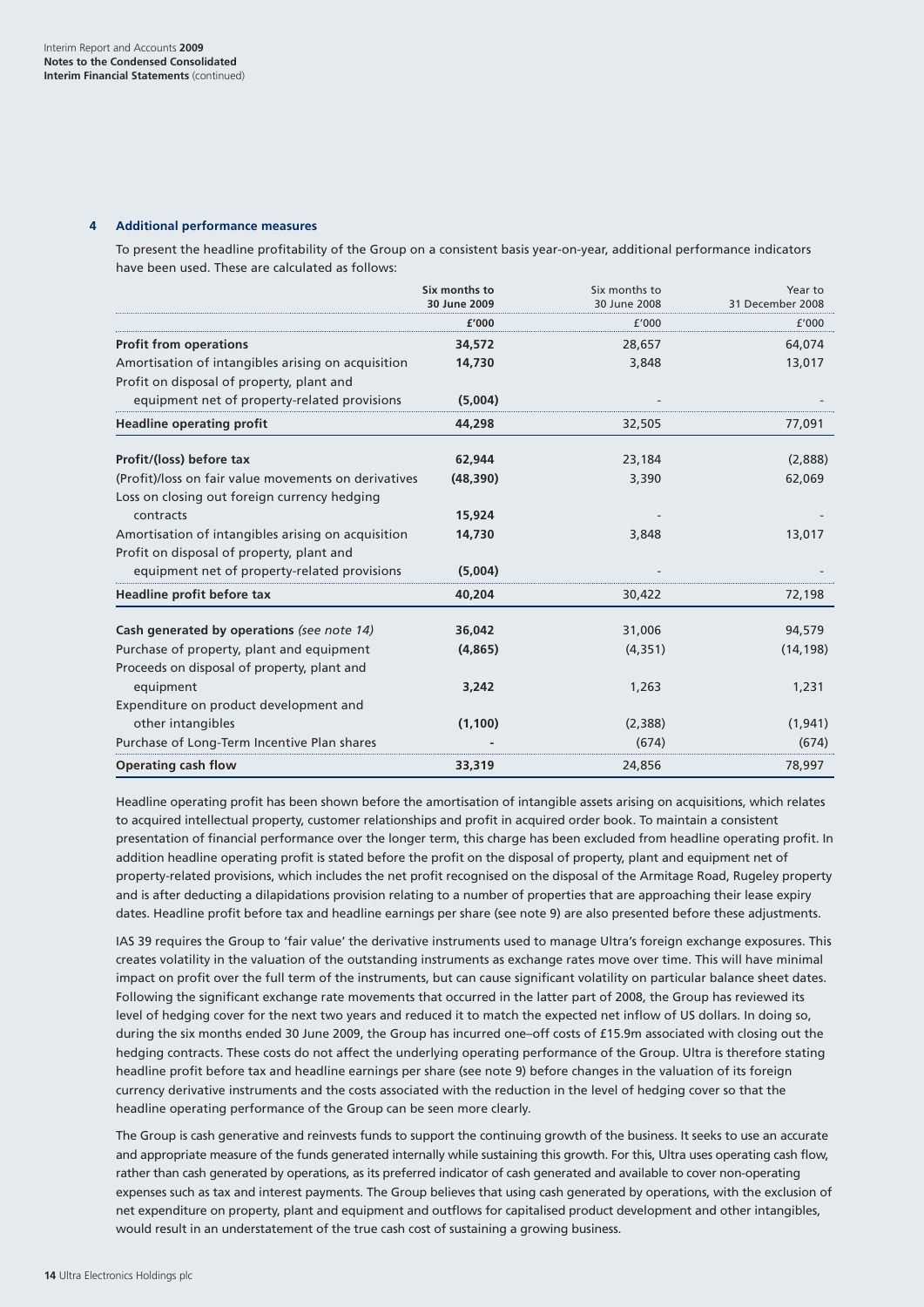## 4 Additional performance measures

To present the headline profitability of the Group on a consistent basis year-on-year, additional performance indicators have been used. These are calculated as follows:

| | **Six months to 30 June 2009** | Six months to 30 June 2008 | Year to 31 December 2008 |
|---|---|---|---|
| | **£'000** | £'000 | £'000 |
| **Profit from operations** | **34,572** | 28,657 | 64,074 |
| Amortisation of intangibles arising on acquisition | **14,730** | 3,848 | 13,017 |
| Profit on disposal of property, plant and equipment net of property-related provisions | **(5,004)** | - | - |
| **Headline operating profit** | **44,298** | 32,505 | 77,091 |
| **Profit/(loss) before tax** | **62,944** | 23,184 | (2,888) |
| (Profit)/loss on fair value movements on derivatives | **(48,390)** | 3,390 | 62,069 |
| Loss on closing out foreign currency hedging contracts | **15,924** | - | - |
| Amortisation of intangibles arising on acquisition | **14,730** | 3,848 | 13,017 |
| Profit on disposal of property, plant and equipment net of property-related provisions | **(5,004)** | - | - |
| **Headline profit before tax** | **40,204** | 30,422 | 72,198 |
| **Cash generated by operations** *(see note 14)* | **36,042** | 31,006 | 94,579 |
| Purchase of property, plant and equipment | **(4,865)** | (4,351) | (14,198) |
| Proceeds on disposal of property, plant and equipment | **3,242** | 1,263 | 1,231 |
| Expenditure on product development and other intangibles | **(1,100)** | (2,388) | (1,941) |
| Purchase of Long-Term Incentive Plan shares | **-** | (674) | (674) |
| **Operating cash flow** | **33,319** | 24,856 | 78,997 |

Headline operating profit has been shown before the amortisation of intangible assets arising on acquisitions, which relates to acquired intellectual property, customer relationships and profit in acquired order book. To maintain a consistent presentation of financial performance over the longer term, this charge has been excluded from headline operating profit. In addition headline operating profit is stated before the profit on the disposal of property, plant and equipment net of property-related provisions, which includes the net profit recognised on the disposal of the Armitage Road, Rugeley property and is after deducting a dilapidations provision relating to a number of properties that are approaching their lease expiry dates. Headline profit before tax and headline earnings per share (see note 9) are also presented before these adjustments.

IAS 39 requires the Group to 'fair value' the derivative instruments used to manage Ultra's foreign exchange exposures. This creates volatility in the valuation of the outstanding instruments as exchange rates move over time. This will have minimal impact on profit over the full term of the instruments, but can cause significant volatility on particular balance sheet dates. Following the significant exchange rate movements that occurred in the latter part of 2008, the Group has reviewed its level of hedging cover for the next two years and reduced it to match the expected net inflow of US dollars. In doing so, during the six months ended 30 June 2009, the Group has incurred one–off costs of £15.9m associated with closing out the hedging contracts. These costs do not affect the underlying operating performance of the Group. Ultra is therefore stating headline profit before tax and headline earnings per share (see note 9) before changes in the valuation of its foreign currency derivative instruments and the costs associated with the reduction in the level of hedging cover so that the headline operating performance of the Group can be seen more clearly.

The Group is cash generative and reinvests funds to support the continuing growth of the business. It seeks to use an accurate and appropriate measure of the funds generated internally while sustaining this growth. For this, Ultra uses operating cash flow, rather than cash generated by operations, as its preferred indicator of cash generated and available to cover non-operating expenses such as tax and interest payments. The Group believes that using cash generated by operations, with the exclusion of net expenditure on property, plant and equipment and outflows for capitalised product development and other intangibles, would result in an understatement of the true cash cost of sustaining a growing business.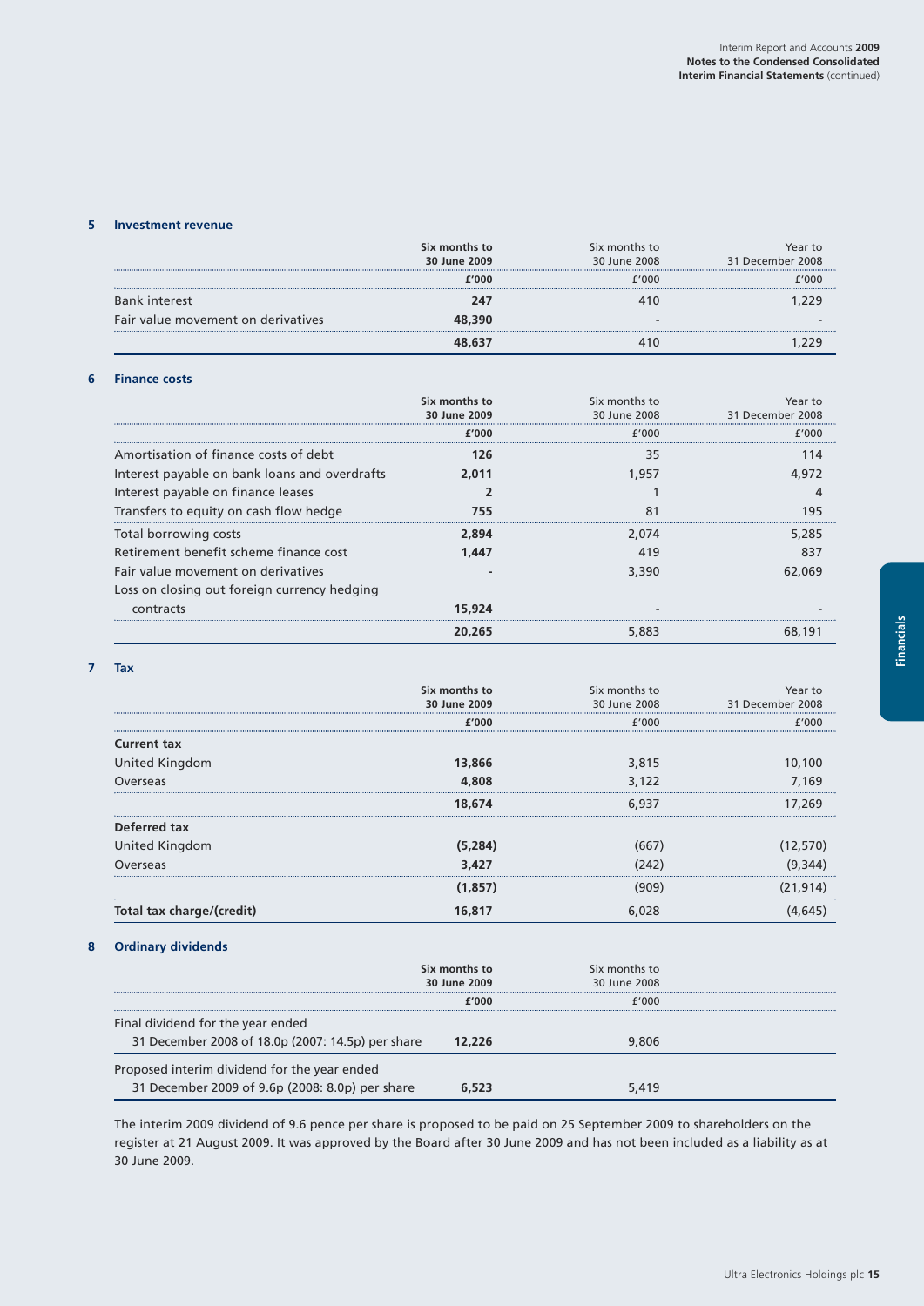## 5 Investment revenue

| | Six months to 30 June 2009 | Six months to 30 June 2008 | Year to 31 December 2008 |
|---|---|---|---|
| | **£'000** | £'000 | £'000 |
| Bank interest | **247** | 410 | 1,229 |
| Fair value movement on derivatives | **48,390** | - | - |
| | **48,637** | 410 | 1,229 |

## 6 Finance costs

| | Six months to 30 June 2009 | Six months to 30 June 2008 | Year to 31 December 2008 |
|---|---|---|---|
| | **£'000** | £'000 | £'000 |
| Amortisation of finance costs of debt | **126** | 35 | 114 |
| Interest payable on bank loans and overdrafts | **2,011** | 1,957 | 4,972 |
| Interest payable on finance leases | **2** | 1 | 4 |
| Transfers to equity on cash flow hedge | **755** | 81 | 195 |
| Total borrowing costs | **2,894** | 2,074 | 5,285 |
| Retirement benefit scheme finance cost | **1,447** | 419 | 837 |
| Fair value movement on derivatives | **-** | 3,390 | 62,069 |
| Loss on closing out foreign currency hedging contracts | **15,924** | - | - |
| | **20,265** | 5,883 | 68,191 |

## 7 Tax

| | Six months to 30 June 2009 | Six months to 30 June 2008 | Year to 31 December 2008 |
|---|---|---|---|
| | **£'000** | £'000 | £'000 |
| **Current tax** | | | |
| United Kingdom | **13,866** | 3,815 | 10,100 |
| Overseas | **4,808** | 3,122 | 7,169 |
| | **18,674** | 6,937 | 17,269 |
| **Deferred tax** | | | |
| United Kingdom | **(5,284)** | (667) | (12,570) |
| Overseas | **3,427** | (242) | (9,344) |
| | **(1,857)** | (909) | (21,914) |
| **Total tax charge/(credit)** | **16,817** | 6,028 | (4,645) |

## 8 Ordinary dividends

| | Six months to 30 June 2009 | Six months to 30 June 2008 |
|---|---|---|
| | **£'000** | £'000 |
| Final dividend for the year ended 31 December 2008 of 18.0p (2007: 14.5p) per share | **12,226** | 9,806 |
| Proposed interim dividend for the year ended 31 December 2009 of 9.6p (2008: 8.0p) per share | **6,523** | 5,419 |

The interim 2009 dividend of 9.6 pence per share is proposed to be paid on 25 September 2009 to shareholders on the register at 21 August 2009. It was approved by the Board after 30 June 2009 and has not been included as a liability as at 30 June 2009.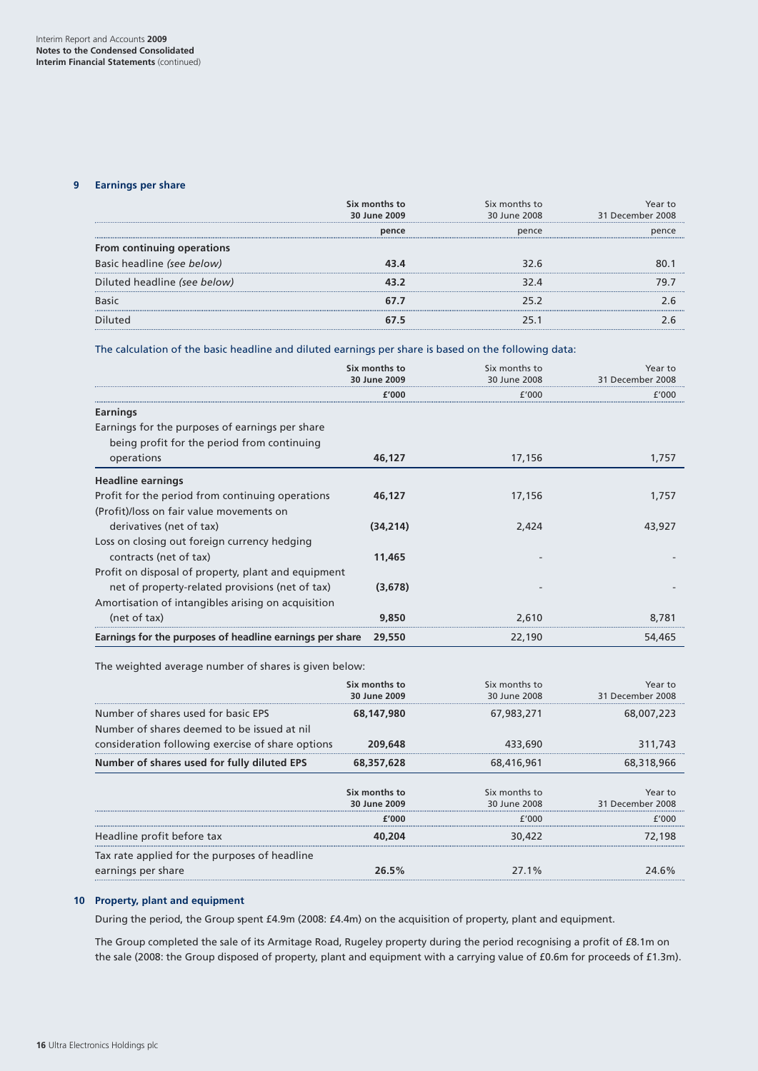## 9 Earnings per share

| | Six months to 30 June 2009 | Six months to 30 June 2008 | Year to 31 December 2008 |
|---|---|---|---|
| | **pence** | pence | pence |
| **From continuing operations** | | | |
| Basic headline *(see below)* | **43.4** | 32.6 | 80.1 |
| Diluted headline *(see below)* | **43.2** | 32.4 | 79.7 |
| Basic | **67.7** | 25.2 | 2.6 |
| Diluted | **67.5** | 25.1 | 2.6 |

The calculation of the basic headline and diluted earnings per share is based on the following data:

| | Six months to 30 June 2009 | Six months to 30 June 2008 | Year to 31 December 2008 |
|---|---|---|---|
| | **£'000** | £'000 | £'000 |
| **Earnings** | | | |
| Earnings for the purposes of earnings per share being profit for the period from continuing operations | **46,127** | 17,156 | 1,757 |
| **Headline earnings** | | | |
| Profit for the period from continuing operations | **46,127** | 17,156 | 1,757 |
| (Profit)/loss on fair value movements on derivatives (net of tax) | **(34,214)** | 2,424 | 43,927 |
| Loss on closing out foreign currency hedging contracts (net of tax) | **11,465** | - | - |
| Profit on disposal of property, plant and equipment net of property-related provisions (net of tax) | **(3,678)** | - | - |
| Amortisation of intangibles arising on acquisition (net of tax) | **9,850** | 2,610 | 8,781 |
| **Earnings for the purposes of headline earnings per share** | **29,550** | 22,190 | 54,465 |

The weighted average number of shares is given below:

| | Six months to 30 June 2009 | Six months to 30 June 2008 | Year to 31 December 2008 |
|---|---|---|---|
| Number of shares used for basic EPS | **68,147,980** | 67,983,271 | 68,007,223 |
| Number of shares deemed to be issued at nil consideration following exercise of share options | **209,648** | 433,690 | 311,743 |
| **Number of shares used for fully diluted EPS** | **68,357,628** | 68,416,961 | 68,318,966 |

| | Six months to 30 June 2009 | Six months to 30 June 2008 | Year to 31 December 2008 |
|---|---|---|---|
| | **£'000** | £'000 | £'000 |
| Headline profit before tax | **40,204** | 30,422 | 72,198 |
| Tax rate applied for the purposes of headline earnings per share | **26.5%** | 27.1% | 24.6% |

## 10 Property, plant and equipment

During the period, the Group spent £4.9m (2008: £4.4m) on the acquisition of property, plant and equipment.

The Group completed the sale of its Armitage Road, Rugeley property during the period recognising a profit of £8.1m on the sale (2008: the Group disposed of property, plant and equipment with a carrying value of £0.6m for proceeds of £1.3m).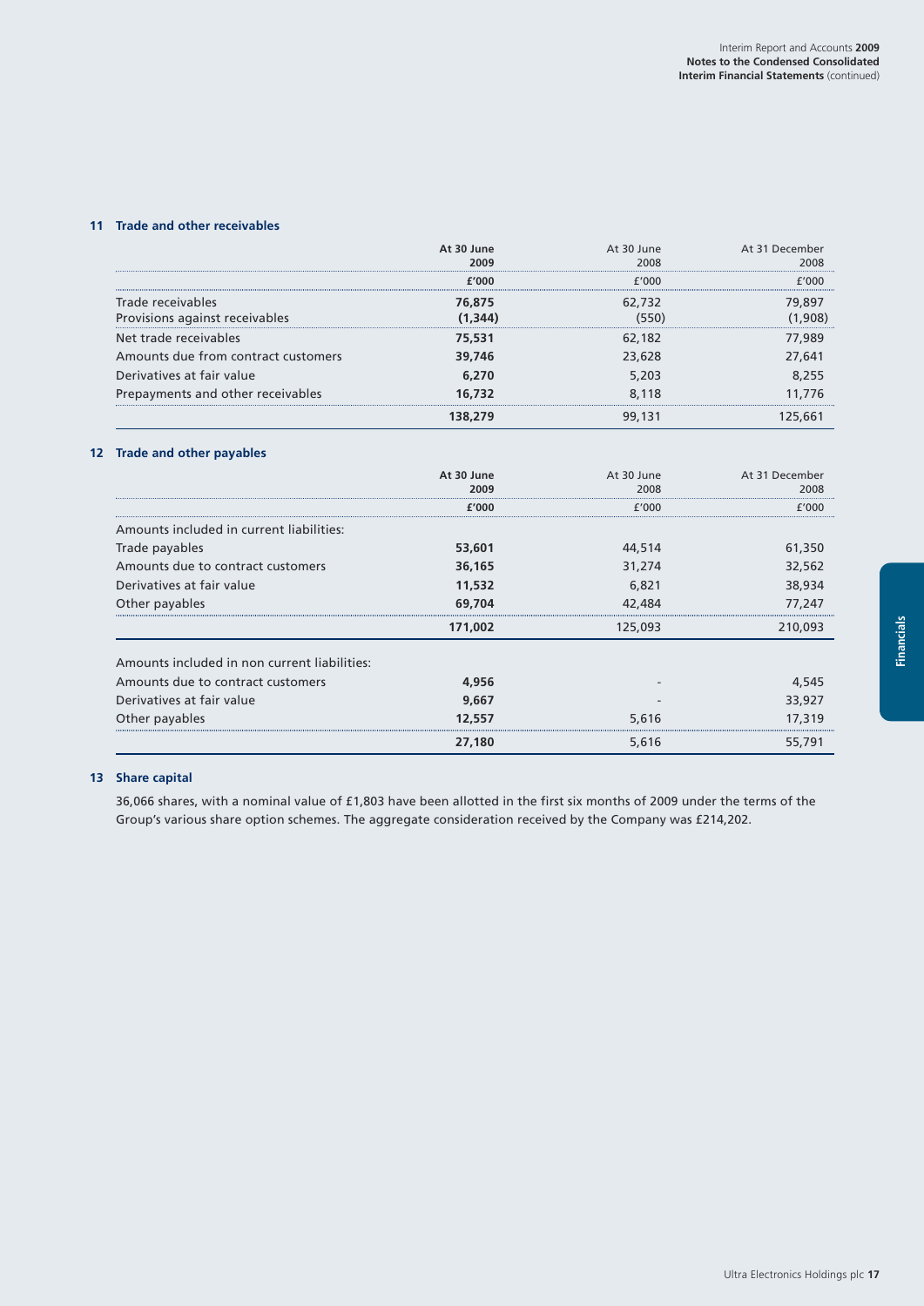## 11 Trade and other receivables

| | At 30 June 2009 | At 30 June 2008 | At 31 December 2008 |
|---|---|---|---|
| | £'000 | £'000 | £'000 |
| Trade receivables | **76,875** | 62,732 | 79,897 |
| Provisions against receivables | **(1,344)** | (550) | (1,908) |
| Net trade receivables | **75,531** | 62,182 | 77,989 |
| Amounts due from contract customers | **39,746** | 23,628 | 27,641 |
| Derivatives at fair value | **6,270** | 5,203 | 8,255 |
| Prepayments and other receivables | **16,732** | 8,118 | 11,776 |
| | **138,279** | 99,131 | 125,661 |

## 12 Trade and other payables

| | At 30 June 2009 | At 30 June 2008 | At 31 December 2008 |
|---|---|---|---|
| | £'000 | £'000 | £'000 |
| Amounts included in current liabilities: | | | |
| Trade payables | **53,601** | 44,514 | 61,350 |
| Amounts due to contract customers | **36,165** | 31,274 | 32,562 |
| Derivatives at fair value | **11,532** | 6,821 | 38,934 |
| Other payables | **69,704** | 42,484 | 77,247 |
| | **171,002** | 125,093 | 210,093 |
| Amounts included in non current liabilities: | | | |
| Amounts due to contract customers | **4,956** | - | 4,545 |
| Derivatives at fair value | **9,667** | - | 33,927 |
| Other payables | **12,557** | 5,616 | 17,319 |
| | **27,180** | 5,616 | 55,791 |

## 13 Share capital

36,066 shares, with a nominal value of £1,803 have been allotted in the first six months of 2009 under the terms of the Group's various share option schemes. The aggregate consideration received by the Company was £214,202.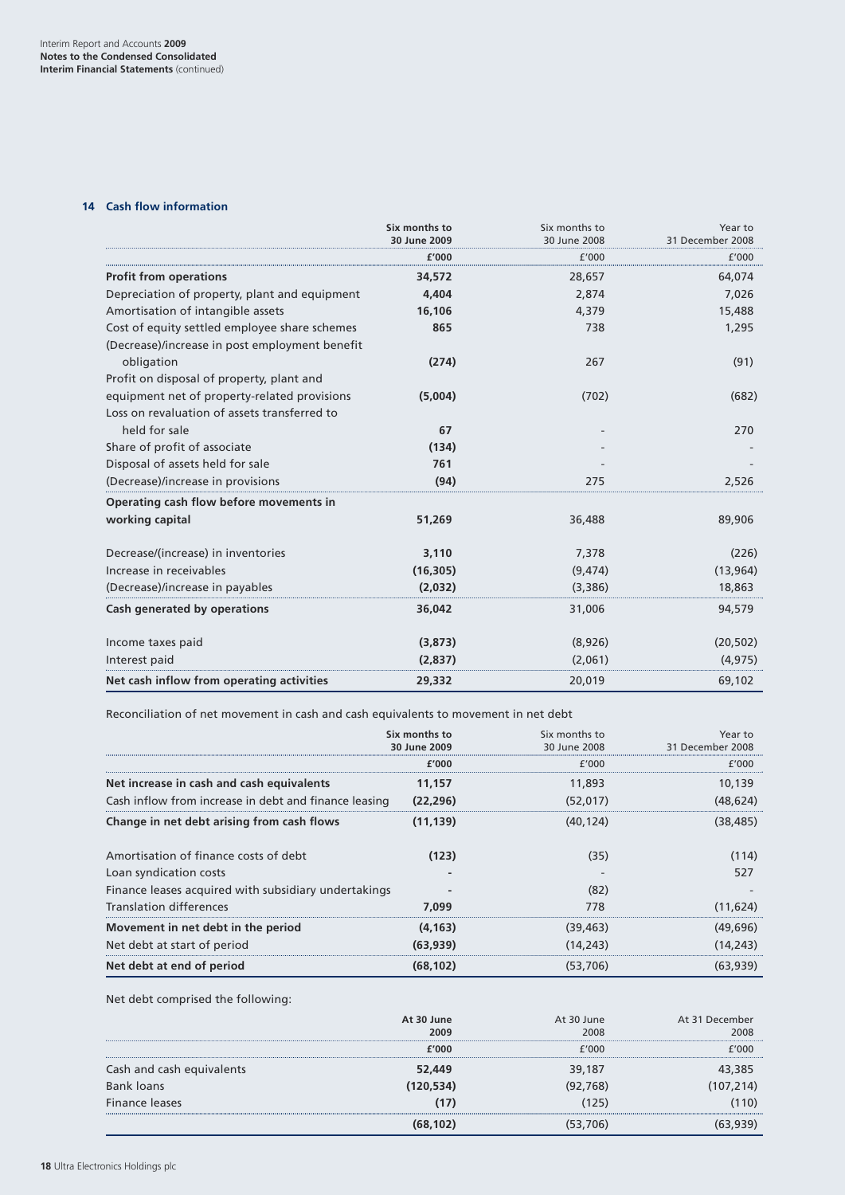## 14 Cash flow information

| | Six months to 30 June 2009 | Six months to 30 June 2008 | Year to 31 December 2008 |
|---|---|---|---|
| | £'000 | £'000 | £'000 |
| **Profit from operations** | **34,572** | 28,657 | 64,074 |
| Depreciation of property, plant and equipment | **4,404** | 2,874 | 7,026 |
| Amortisation of intangible assets | **16,106** | 4,379 | 15,488 |
| Cost of equity settled employee share schemes | **865** | 738 | 1,295 |
| (Decrease)/increase in post employment benefit obligation | **(274)** | 267 | (91) |
| Profit on disposal of property, plant and equipment net of property-related provisions | **(5,004)** | (702) | (682) |
| Loss on revaluation of assets transferred to held for sale | **67** | - | 270 |
| Share of profit of associate | **(134)** | - | - |
| Disposal of assets held for sale | **761** | - | - |
| (Decrease)/increase in provisions | **(94)** | 275 | 2,526 |
| **Operating cash flow before movements in working capital** | **51,269** | 36,488 | 89,906 |
| Decrease/(increase) in inventories | **3,110** | 7,378 | (226) |
| Increase in receivables | **(16,305)** | (9,474) | (13,964) |
| (Decrease)/increase in payables | **(2,032)** | (3,386) | 18,863 |
| **Cash generated by operations** | **36,042** | 31,006 | 94,579 |
| Income taxes paid | **(3,873)** | (8,926) | (20,502) |
| Interest paid | **(2,837)** | (2,061) | (4,975) |
| **Net cash inflow from operating activities** | **29,332** | 20,019 | 69,102 |

Reconciliation of net movement in cash and cash equivalents to movement in net debt

| | Six months to 30 June 2009 | Six months to 30 June 2008 | Year to 31 December 2008 |
|---|---|---|---|
| | £'000 | £'000 | £'000 |
| **Net increase in cash and cash equivalents** | **11,157** | 11,893 | 10,139 |
| Cash inflow from increase in debt and finance leasing | **(22,296)** | (52,017) | (48,624) |
| **Change in net debt arising from cash flows** | **(11,139)** | (40,124) | (38,485) |
| Amortisation of finance costs of debt | **(123)** | (35) | (114) |
| Loan syndication costs | **-** | - | 527 |
| Finance leases acquired with subsidiary undertakings | **-** | (82) | - |
| Translation differences | **7,099** | 778 | (11,624) |
| **Movement in net debt in the period** | **(4,163)** | (39,463) | (49,696) |
| Net debt at start of period | **(63,939)** | (14,243) | (14,243) |
| **Net debt at end of period** | **(68,102)** | (53,706) | (63,939) |

Net debt comprised the following:

| | At 30 June 2009 | At 30 June 2008 | At 31 December 2008 |
|---|---|---|---|
| | £'000 | £'000 | £'000 |
| Cash and cash equivalents | **52,449** | 39,187 | 43,385 |
| Bank loans | **(120,534)** | (92,768) | (107,214) |
| Finance leases | **(17)** | (125) | (110) |
| | **(68,102)** | (53,706) | (63,939) |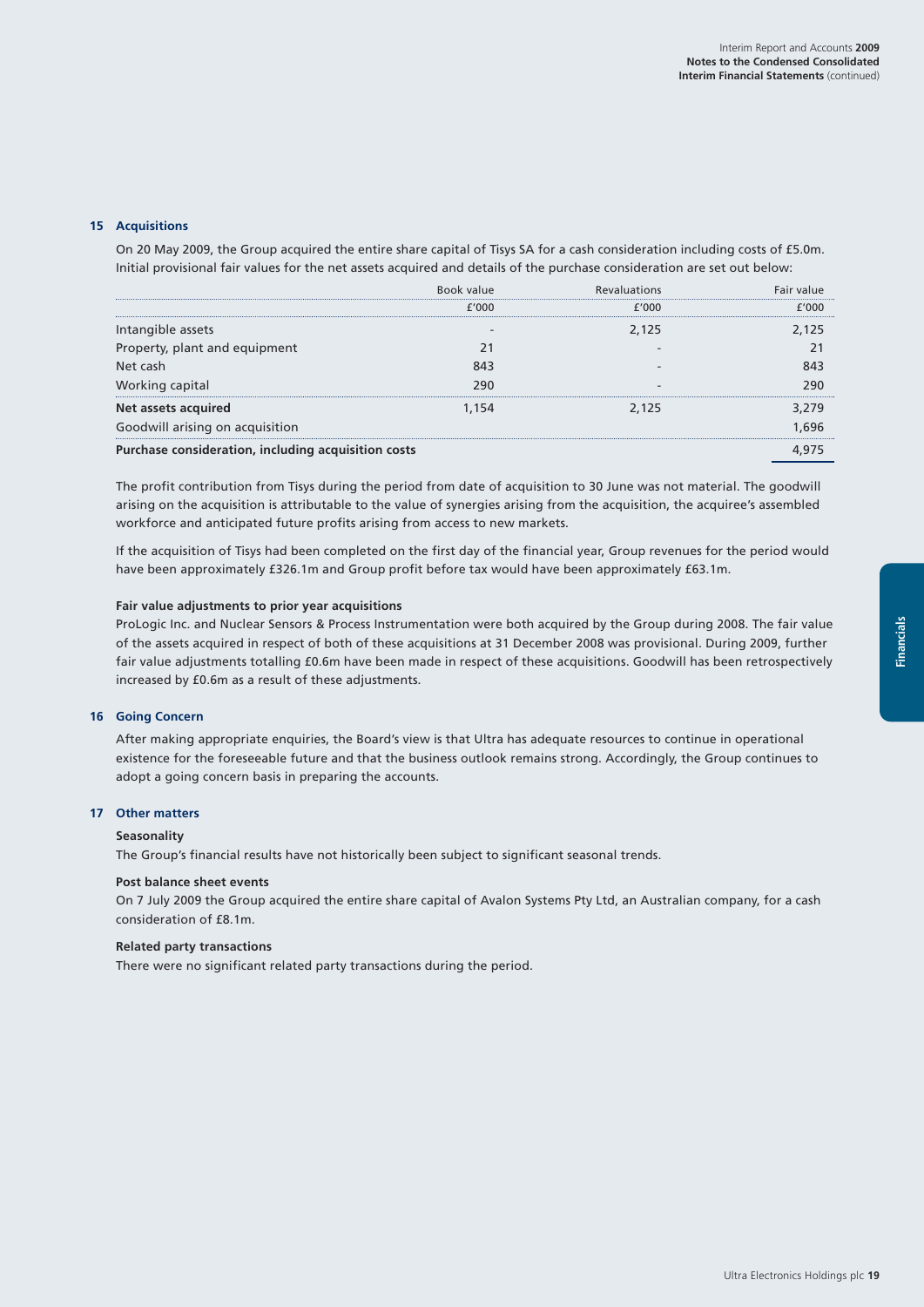## 15 Acquisitions

On 20 May 2009, the Group acquired the entire share capital of Tisys SA for a cash consideration including costs of £5.0m. Initial provisional fair values for the net assets acquired and details of the purchase consideration are set out below:

| | Book value | Revaluations | Fair value |
|---|---|---|---|
| | £'000 | £'000 | £'000 |
| Intangible assets | – | 2,125 | 2,125 |
| Property, plant and equipment | 21 | – | 21 |
| Net cash | 843 | – | 843 |
| Working capital | 290 | – | 290 |
| **Net assets acquired** | 1,154 | 2,125 | 3,279 |
| Goodwill arising on acquisition | | | 1,696 |
| **Purchase consideration, including acquisition costs** | | | 4,975 |

The profit contribution from Tisys during the period from date of acquisition to 30 June was not material. The goodwill arising on the acquisition is attributable to the value of synergies arising from the acquisition, the acquiree's assembled workforce and anticipated future profits arising from access to new markets.

If the acquisition of Tisys had been completed on the first day of the financial year, Group revenues for the period would have been approximately £326.1m and Group profit before tax would have been approximately £63.1m.

**Fair value adjustments to prior year acquisitions**

ProLogic Inc. and Nuclear Sensors & Process Instrumentation were both acquired by the Group during 2008. The fair value of the assets acquired in respect of both of these acquisitions at 31 December 2008 was provisional. During 2009, further fair value adjustments totalling £0.6m have been made in respect of these acquisitions. Goodwill has been retrospectively increased by £0.6m as a result of these adjustments.

## 16 Going Concern

After making appropriate enquiries, the Board's view is that Ultra has adequate resources to continue in operational existence for the foreseeable future and that the business outlook remains strong. Accordingly, the Group continues to adopt a going concern basis in preparing the accounts.

## 17 Other matters

**Seasonality**

The Group's financial results have not historically been subject to significant seasonal trends.

**Post balance sheet events**

On 7 July 2009 the Group acquired the entire share capital of Avalon Systems Pty Ltd, an Australian company, for a cash consideration of £8.1m.

**Related party transactions**

There were no significant related party transactions during the period.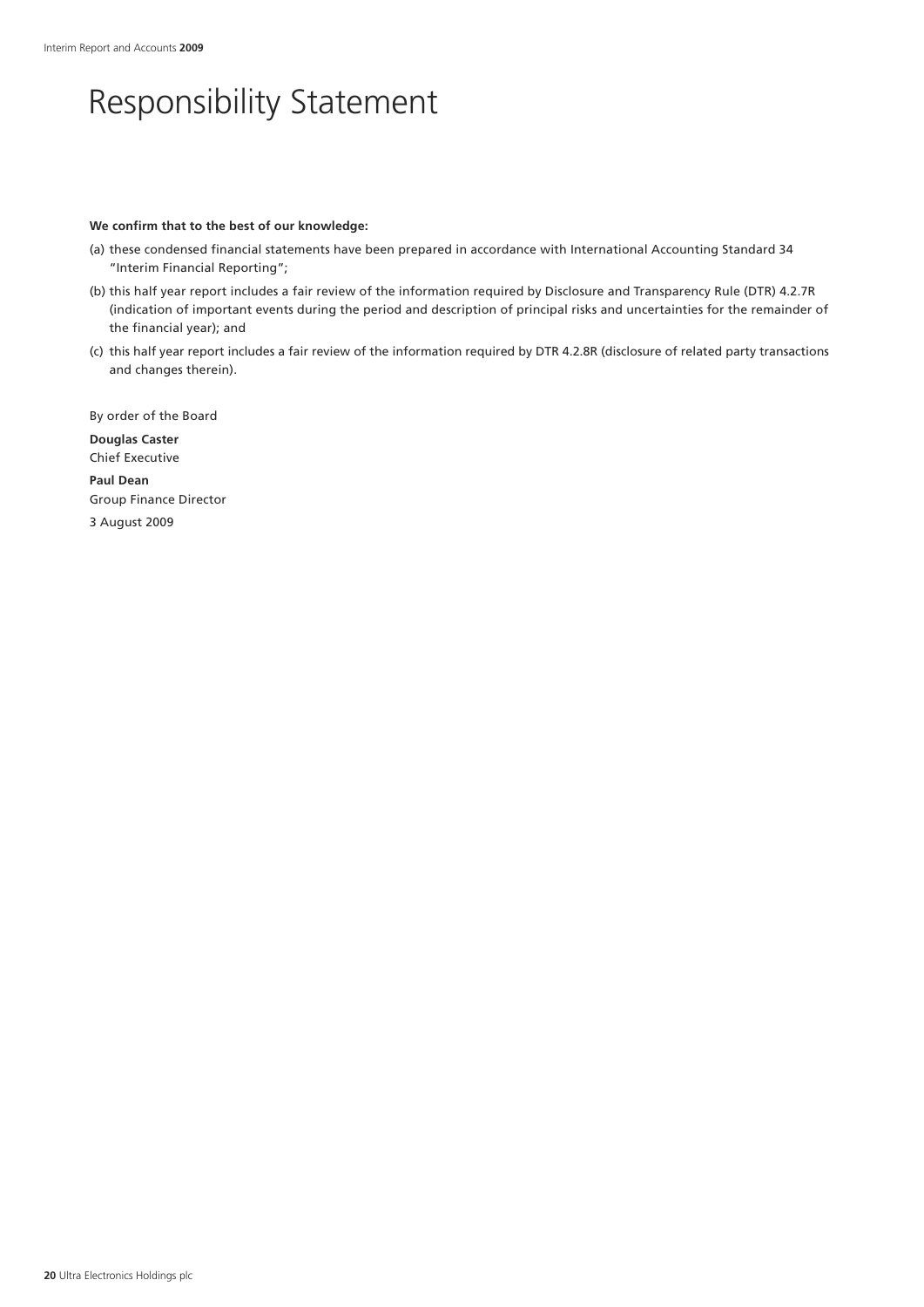# Responsibility Statement

**We confirm that to the best of our knowledge:**

(a) these condensed financial statements have been prepared in accordance with International Accounting Standard 34 "Interim Financial Reporting";

(b) this half year report includes a fair review of the information required by Disclosure and Transparency Rule (DTR) 4.2.7R (indication of important events during the period and description of principal risks and uncertainties for the remainder of the financial year); and

(c) this half year report includes a fair review of the information required by DTR 4.2.8R (disclosure of related party transactions and changes therein).

By order of the Board

**Douglas Caster**
Chief Executive

**Paul Dean**
Group Finance Director

3 August 2009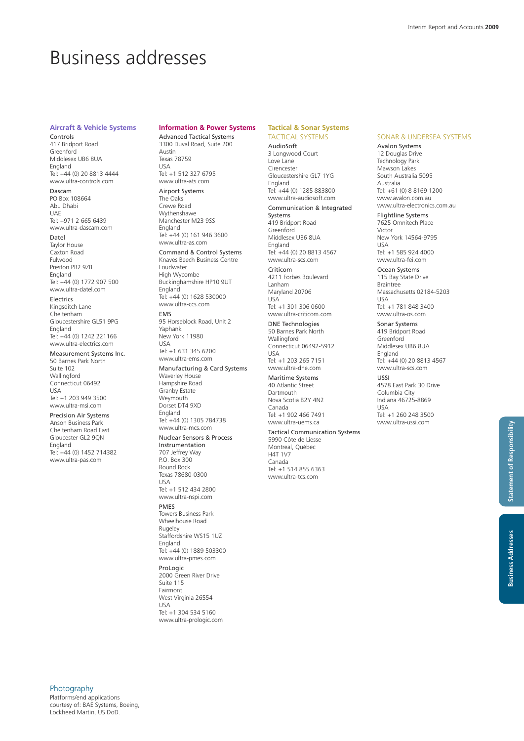# Business addresses

## Aircraft & Vehicle Systems

**Controls**
417 Bridport Road
Greenford
Middlesex UB6 8UA
England
Tel: +44 (0) 20 8813 4444
www.ultra-controls.com

**Dascam**
PO Box 108664
Abu Dhabi
UAE
Tel: +971 2 665 6439
www.ultra-dascam.com

**Datel**
Taylor House
Caxton Road
Fulwood
Preston PR2 9ZB
England
Tel: +44 (0) 1772 907 500
www.ultra-datel.com

**Electrics**
Kingsditch Lane
Cheltenham
Gloucestershire GL51 9PG
England
Tel: +44 (0) 1242 221166
www.ultra-electrics.com

**Measurement Systems Inc.**
50 Barnes Park North
Suite 102
Wallingford
Connecticut 06492
USA
Tel: +1 203 949 3500
www.ultra-msi.com

**Precision Air Systems**
Anson Business Park
Cheltenham Road East
Gloucester GL2 9QN
England
Tel: +44 (0) 1452 714382
www.ultra-pas.com

## Information & Power Systems

**Advanced Tactical Systems**
3300 Duval Road, Suite 200
Austin
Texas 78759
USA
Tel: +1 512 327 6795
www.ultra-ats.com

**Airport Systems**
The Oaks
Crewe Road
Wythenshawe
Manchester M23 9SS
England
Tel: +44 (0) 161 946 3600
www.ultra-as.com

**Command & Control Systems**
Knaves Beech Business Centre
Loudwater
High Wycombe
Buckinghamshire HP10 9UT
England
Tel: +44 (0) 1628 530000
www.ultra-ccs.com

**EMS**
95 Horseblock Road, Unit 2
Yaphank
New York 11980
USA
Tel: +1 631 345 6200
www.ultra-ems.com

**Manufacturing & Card Systems**
Waverley House
Hampshire Road
Granby Estate
Weymouth
Dorset DT4 9XD
England
Tel: +44 (0) 1305 784738
www.ultra-mcs.com

**Nuclear Sensors & Process Instrumentation**
707 Jeffrey Way
P.O. Box 300
Round Rock
Texas 78680-0300
USA
Tel: +1 512 434 2800
www.ultra-nspi.com

**PMES**
Towers Business Park
Wheelhouse Road
Rugeley
Staffordshire WS15 1UZ
England
Tel: +44 (0) 1889 503300
www.ultra-pmes.com

**ProLogic**
2000 Green River Drive
Suite 115
Fairmont
West Virginia 26554
USA
Tel: +1 304 534 5160
www.ultra-prologic.com

## Tactical & Sonar Systems

### TACTICAL SYSTEMS

**AudioSoft**
3 Longwood Court
Love Lane
Cirencester
Gloucestershire GL7 1YG
England
Tel: +44 (0) 1285 883800
www.ultra-audiosoft.com

**Communication & Integrated Systems**
419 Bridport Road
Greenford
Middlesex UB6 8UA
England
Tel: +44 (0) 20 8813 4567
www.ultra-scs.com

**Criticom**
4211 Forbes Boulevard
Lanham
Maryland 20706
USA
Tel: +1 301 306 0600
www.ultra-criticom.com

**DNE Technologies**
50 Barnes Park North
Wallingford
Connecticut 06492-5912
USA
Tel: +1 203 265 7151
www.ultra-dne.com

**Maritime Systems**
40 Atlantic Street
Dartmouth
Nova Scotia B2Y 4N2
Canada
Tel: +1 902 466 7491
www.ultra-uems.ca

**Tactical Communication Systems**
5990 Côte de Liesse
Montreal, Québec
H4T 1V7
Canada
Tel: +1 514 855 6363
www.ultra-tcs.com

### SONAR & UNDERSEA SYSTEMS

**Avalon Systems**
12 Douglas Drive
Technology Park
Mawson Lakes
South Australia 5095
Australia
Tel: +61 (0) 8 8169 1200
www.avalon.com.au
www.ultra-electronics.com.au

**Flightline Systems**
7625 Omnitech Place
Victor
New York 14564-9795
USA
Tel: +1 585 924 4000
www.ultra-fei.com

**Ocean Systems**
115 Bay State Drive
Braintree
Massachusetts 02184-5203
USA
Tel: +1 781 848 3400
www.ultra-os.com

**Sonar Systems**
419 Bridport Road
Greenford
Middlesex UB6 8UA
England
Tel: +44 (0) 20 8813 4567
www.ultra-scs.com

**USSI**
4578 East Park 30 Drive
Columbia City
Indiana 46725-8869
USA
Tel: +1 260 248 3500
www.ultra-ussi.com

## Photography

Platforms/end applications courtesy of: BAE Systems, Boeing, Lockheed Martin, US DoD.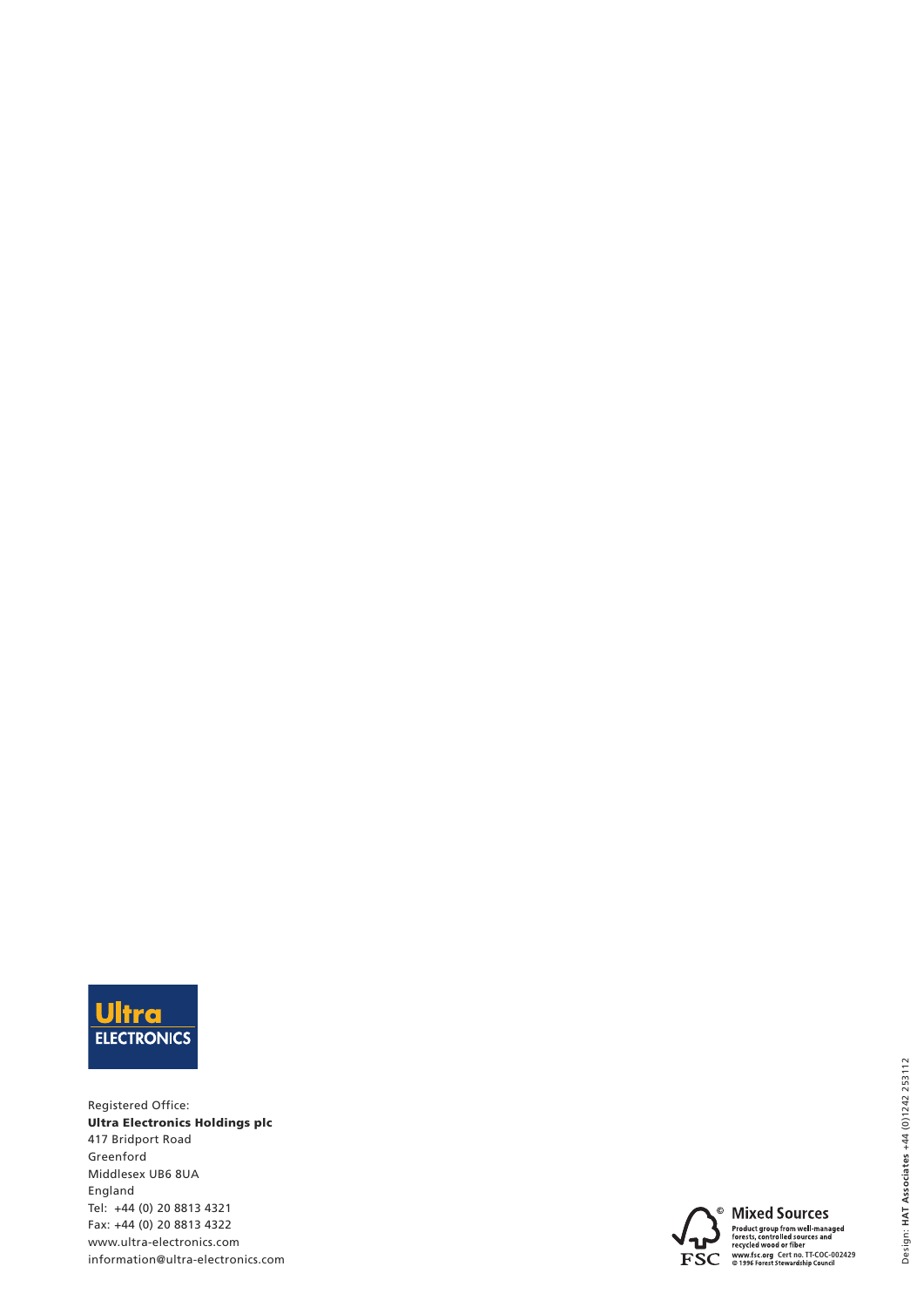Ultra ELECTRONICS

Registered Office:
**Ultra Electronics Holdings plc**
417 Bridport Road
Greenford
Middlesex UB6 8UA
England
Tel: +44 (0) 20 8813 4321
Fax: +44 (0) 20 8813 4322
www.ultra-electronics.com
information@ultra-electronics.com

FSC **Mixed Sources**
Product group from well-managed forests, controlled sources and recycled wood or fiber
www.fsc.org Cert no. TT-COC-002429
© 1996 Forest Stewardship Council

Design: **HAT Associates** +44 (0)1242 253112